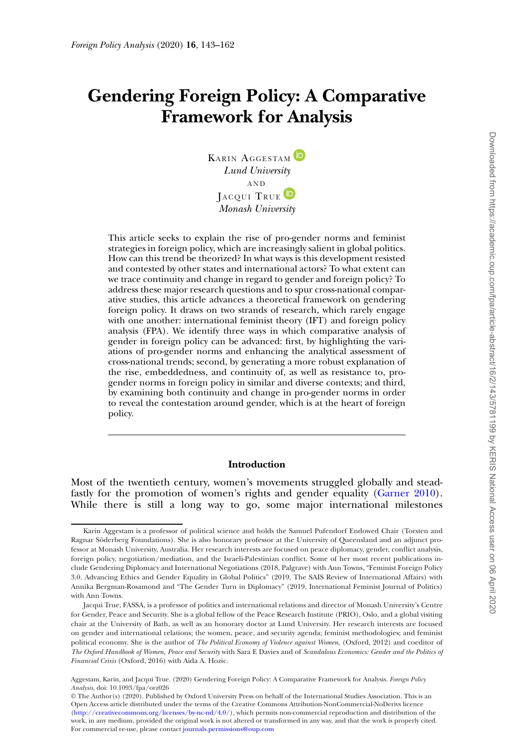# Gendering Foreign Policy: A Comparative Framework for Analysis

Karin Aggestam
*Lund University*
and
Jacqui True
*Monash University*

This article seeks to explain the rise of pro-gender norms and feminist strategies in foreign policy, which are increasingly salient in global politics. How can this trend be theorized? In what ways is this development resisted and contested by other states and international actors? To what extent can we trace continuity and change in regard to gender and foreign policy? To address these major research questions and to spur cross-national comparative studies, this article advances a theoretical framework on gendering foreign policy. It draws on two strands of research, which rarely engage with one another: international feminist theory (IFT) and foreign policy analysis (FPA). We identify three ways in which comparative analysis of gender in foreign policy can be advanced: first, by highlighting the variations of pro-gender norms and enhancing the analytical assessment of cross-national trends; second, by generating a more robust explanation of the rise, embeddedness, and continuity of, as well as resistance to, pro-gender norms in foreign policy in similar and diverse contexts; and third, by examining both continuity and change in pro-gender norms in order to reveal the contestation around gender, which is at the heart of foreign policy.

## Introduction

Most of the twentieth century, women's movements struggled globally and steadfastly for the promotion of women's rights and gender equality (Garner 2010). While there is still a long way to go, some major international milestones

---

Karin Aggestam is a professor of political science and holds the Samuel Pufendorf Endowed Chair (Torsten and Ragnar Söderberg Foundations). She is also honorary professor at the University of Queensland and an adjunct professor at Monash University, Australia. Her research interests are focused on peace diplomacy, gender, conflict analysis, foreign policy, negotiation/mediation, and the Israeli-Palestinian conflict. Some of her most recent publications include Gendering Diplomacy and International Negotiations (2018, Palgrave) with Ann Towns, "Feminist Foreign Policy 3.0. Advancing Ethics and Gender Equality in Global Politics" (2019, The SAIS Review of International Affairs) with Annika Bergman-Rosamond and "The Gender Turn in Diplomacy" (2019, International Feminist Journal of Politics) with Ann Towns.

Jacqui True, FASSA, is a professor of politics and international relations and director of Monash University's Centre for Gender, Peace and Security. She is a global fellow of the Peace Research Institute (PRIO), Oslo, and a global visiting chair at the University of Bath, as well as an honorary doctor at Lund University. Her research interests are focused on gender and international relations; the women, peace, and security agenda; feminist methodologies; and feminist political economy. She is the author of *The Political Economy of Violence against Women*, (Oxford, 2012) and coeditor of *The Oxford Handbook of Women, Peace and Security* with Sara E Davies and of *Scandalous Economics: Gender and the Politics of Financial Crisis* (Oxford, 2016) with Aida A. Hozic.

Aggestam, Karin, and Jacqui True. (2020) Gendering Foreign Policy: A Comparative Framework for Analysis. *Foreign Policy Analysis*, doi: 10.1093/fpa/orz026

© The Author(s) (2020). Published by Oxford University Press on behalf of the International Studies Association. This is an Open Access article distributed under the terms of the Creative Commons Attribution-NonCommercial-NoDerivs licence (http://creativecommons.org/licenses/by-nc-nd/4.0/), which permits non-commercial reproduction and distribution of the work, in any medium, provided the original work is not altered or transformed in any way, and that the work is properly cited. For commercial re-use, please contact journals.permissions@oup.com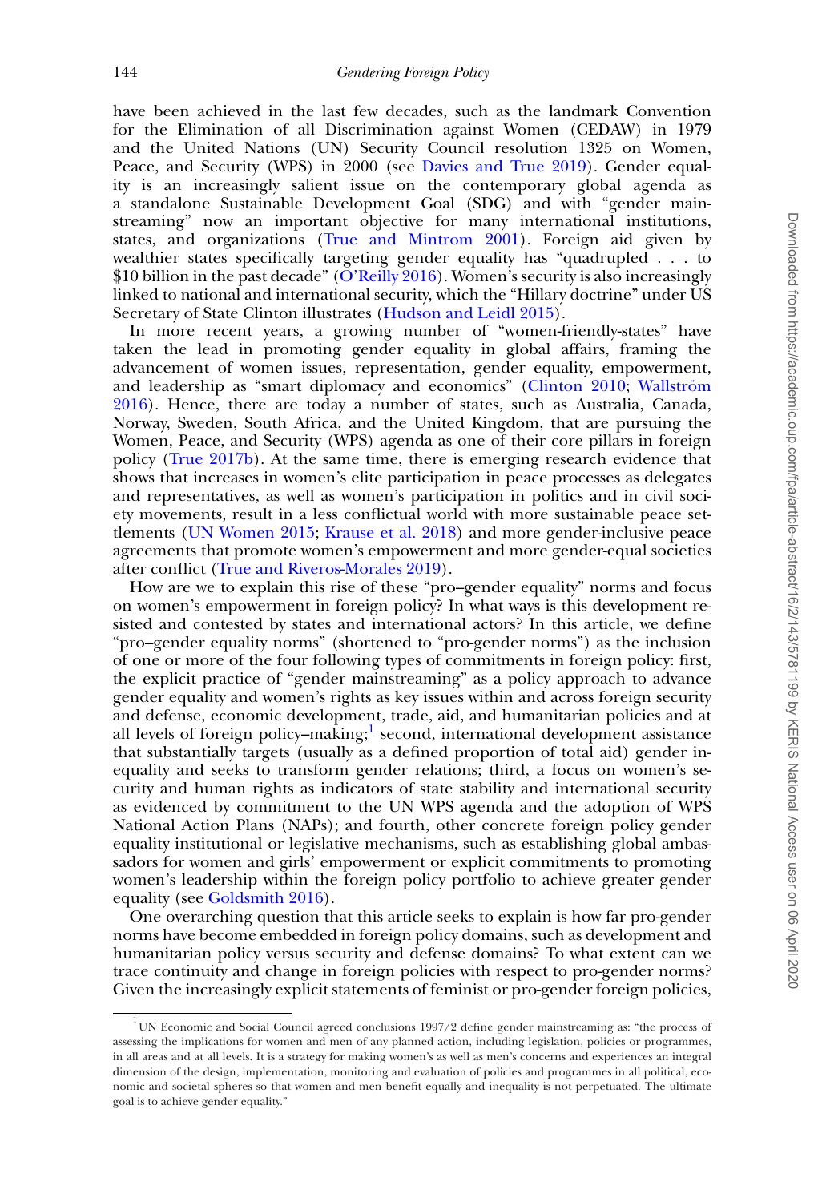have been achieved in the last few decades, such as the landmark Convention for the Elimination of all Discrimination against Women (CEDAW) in 1979 and the United Nations (UN) Security Council resolution 1325 on Women, Peace, and Security (WPS) in 2000 (see Davies and True 2019). Gender equality is an increasingly salient issue on the contemporary global agenda as a standalone Sustainable Development Goal (SDG) and with "gender mainstreaming" now an important objective for many international institutions, states, and organizations (True and Mintrom 2001). Foreign aid given by wealthier states specifically targeting gender equality has "quadrupled . . . to $10 billion in the past decade" (O'Reilly 2016). Women's security is also increasingly linked to national and international security, which the "Hillary doctrine" under US Secretary of State Clinton illustrates (Hudson and Leidl 2015).

In more recent years, a growing number of "women-friendly-states" have taken the lead in promoting gender equality in global affairs, framing the advancement of women issues, representation, gender equality, empowerment, and leadership as "smart diplomacy and economics" (Clinton 2010; Wallström 2016). Hence, there are today a number of states, such as Australia, Canada, Norway, Sweden, South Africa, and the United Kingdom, that are pursuing the Women, Peace, and Security (WPS) agenda as one of their core pillars in foreign policy (True 2017b). At the same time, there is emerging research evidence that shows that increases in women's elite participation in peace processes as delegates and representatives, as well as women's participation in politics and in civil society movements, result in a less conflictual world with more sustainable peace settlements (UN Women 2015; Krause et al. 2018) and more gender-inclusive peace agreements that promote women's empowerment and more gender-equal societies after conflict (True and Riveros-Morales 2019).

How are we to explain this rise of these "pro–gender equality" norms and focus on women's empowerment in foreign policy? In what ways is this development resisted and contested by states and international actors? In this article, we define "pro–gender equality norms" (shortened to "pro-gender norms") as the inclusion of one or more of the four following types of commitments in foreign policy: first, the explicit practice of "gender mainstreaming" as a policy approach to advance gender equality and women's rights as key issues within and across foreign security and defense, economic development, trade, aid, and humanitarian policies and at all levels of foreign policy–making;[1] second, international development assistance that substantially targets (usually as a defined proportion of total aid) gender inequality and seeks to transform gender relations; third, a focus on women's security and human rights as indicators of state stability and international security as evidenced by commitment to the UN WPS agenda and the adoption of WPS National Action Plans (NAPs); and fourth, other concrete foreign policy gender equality institutional or legislative mechanisms, such as establishing global ambassadors for women and girls' empowerment or explicit commitments to promoting women's leadership within the foreign policy portfolio to achieve greater gender equality (see Goldsmith 2016).

One overarching question that this article seeks to explain is how far pro-gender norms have become embedded in foreign policy domains, such as development and humanitarian policy versus security and defense domains? To what extent can we trace continuity and change in foreign policies with respect to pro-gender norms? Given the increasingly explicit statements of feminist or pro-gender foreign policies,

[1] UN Economic and Social Council agreed conclusions 1997/2 define gender mainstreaming as: "the process of assessing the implications for women and men of any planned action, including legislation, policies or programmes, in all areas and at all levels. It is a strategy for making women's as well as men's concerns and experiences an integral dimension of the design, implementation, monitoring and evaluation of policies and programmes in all political, economic and societal spheres so that women and men benefit equally and inequality is not perpetuated. The ultimate goal is to achieve gender equality."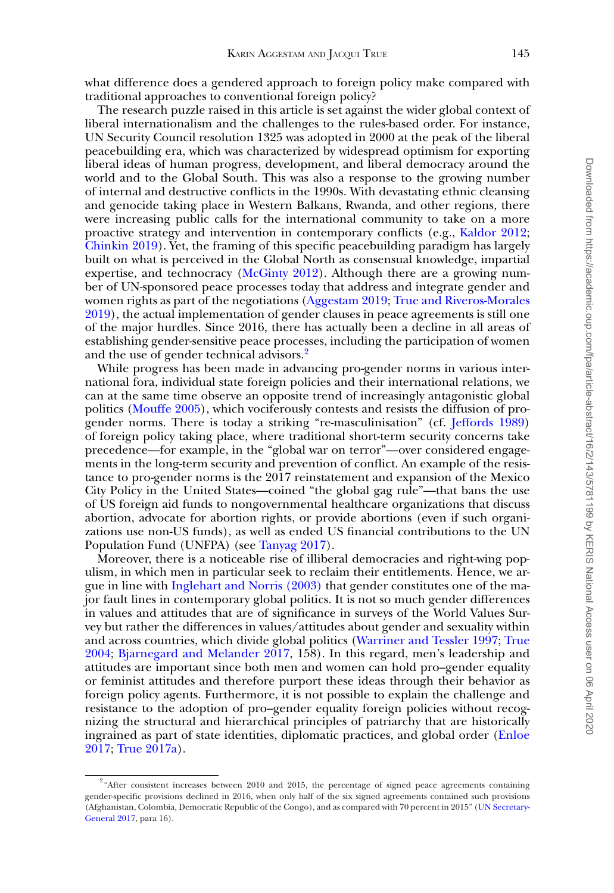what difference does a gendered approach to foreign policy make compared with traditional approaches to conventional foreign policy?

The research puzzle raised in this article is set against the wider global context of liberal internationalism and the challenges to the rules-based order. For instance, UN Security Council resolution 1325 was adopted in 2000 at the peak of the liberal peacebuilding era, which was characterized by widespread optimism for exporting liberal ideas of human progress, development, and liberal democracy around the world and to the Global South. This was also a response to the growing number of internal and destructive conflicts in the 1990s. With devastating ethnic cleansing and genocide taking place in Western Balkans, Rwanda, and other regions, there were increasing public calls for the international community to take on a more proactive strategy and intervention in contemporary conflicts (e.g., Kaldor 2012; Chinkin 2019). Yet, the framing of this specific peacebuilding paradigm has largely built on what is perceived in the Global North as consensual knowledge, impartial expertise, and technocracy (McGinty 2012). Although there are a growing number of UN-sponsored peace processes today that address and integrate gender and women rights as part of the negotiations (Aggestam 2019; True and Riveros-Morales 2019), the actual implementation of gender clauses in peace agreements is still one of the major hurdles. Since 2016, there has actually been a decline in all areas of establishing gender-sensitive peace processes, including the participation of women and the use of gender technical advisors.[2]

While progress has been made in advancing pro-gender norms in various international fora, individual state foreign policies and their international relations, we can at the same time observe an opposite trend of increasingly antagonistic global politics (Mouffe 2005), which vociferously contests and resists the diffusion of pro-gender norms. There is today a striking "re-masculinisation" (cf. Jeffords 1989) of foreign policy taking place, where traditional short-term security concerns take precedence—for example, in the "global war on terror"—over considered engagements in the long-term security and prevention of conflict. An example of the resistance to pro-gender norms is the 2017 reinstatement and expansion of the Mexico City Policy in the United States—coined "the global gag rule"—that bans the use of US foreign aid funds to nongovernmental healthcare organizations that discuss abortion, advocate for abortion rights, or provide abortions (even if such organizations use non-US funds), as well as ended US financial contributions to the UN Population Fund (UNFPA) (see Tanyag 2017).

Moreover, there is a noticeable rise of illiberal democracies and right-wing populism, in which men in particular seek to reclaim their entitlements. Hence, we argue in line with Inglehart and Norris (2003) that gender constitutes one of the major fault lines in contemporary global politics. It is not so much gender differences in values and attitudes that are of significance in surveys of the World Values Survey but rather the differences in values/attitudes about gender and sexuality within and across countries, which divide global politics (Warriner and Tessler 1997; True 2004; Bjarnegard and Melander 2017, 158). In this regard, men's leadership and attitudes are important since both men and women can hold pro–gender equality or feminist attitudes and therefore purport these ideas through their behavior as foreign policy agents. Furthermore, it is not possible to explain the challenge and resistance to the adoption of pro–gender equality foreign policies without recognizing the structural and hierarchical principles of patriarchy that are historically ingrained as part of state identities, diplomatic practices, and global order (Enloe 2017; True 2017a).

[2] "After consistent increases between 2010 and 2015, the percentage of signed peace agreements containing gender-specific provisions declined in 2016, when only half of the six signed agreements contained such provisions (Afghanistan, Colombia, Democratic Republic of the Congo), and as compared with 70 percent in 2015" (UN Secretary-General 2017, para 16).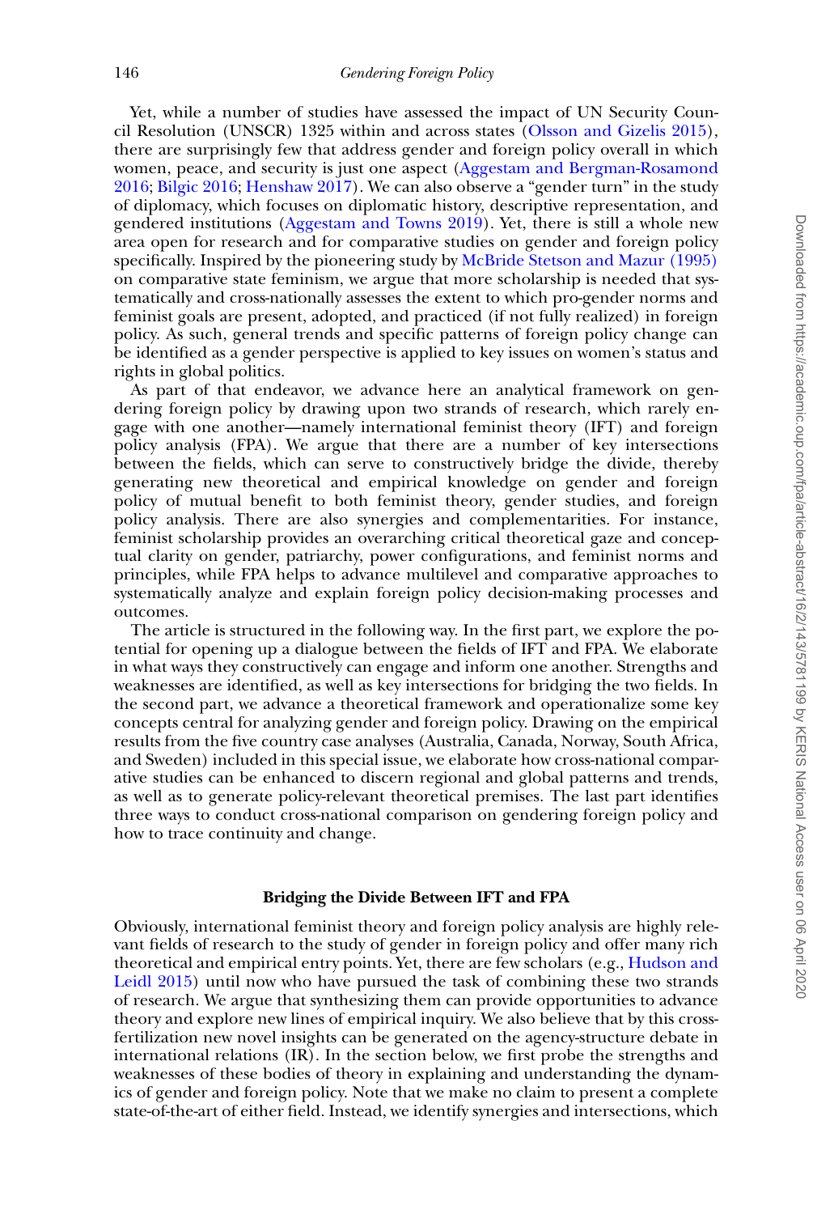Yet, while a number of studies have assessed the impact of UN Security Council Resolution (UNSCR) 1325 within and across states (Olsson and Gizelis 2015), there are surprisingly few that address gender and foreign policy overall in which women, peace, and security is just one aspect (Aggestam and Bergman-Rosamond 2016; Bilgic 2016; Henshaw 2017). We can also observe a "gender turn" in the study of diplomacy, which focuses on diplomatic history, descriptive representation, and gendered institutions (Aggestam and Towns 2019). Yet, there is still a whole new area open for research and for comparative studies on gender and foreign policy specifically. Inspired by the pioneering study by McBride Stetson and Mazur (1995) on comparative state feminism, we argue that more scholarship is needed that systematically and cross-nationally assesses the extent to which pro-gender norms and feminist goals are present, adopted, and practiced (if not fully realized) in foreign policy. As such, general trends and specific patterns of foreign policy change can be identified as a gender perspective is applied to key issues on women's status and rights in global politics.

As part of that endeavor, we advance here an analytical framework on gendering foreign policy by drawing upon two strands of research, which rarely engage with one another—namely international feminist theory (IFT) and foreign policy analysis (FPA). We argue that there are a number of key intersections between the fields, which can serve to constructively bridge the divide, thereby generating new theoretical and empirical knowledge on gender and foreign policy of mutual benefit to both feminist theory, gender studies, and foreign policy analysis. There are also synergies and complementarities. For instance, feminist scholarship provides an overarching critical theoretical gaze and conceptual clarity on gender, patriarchy, power configurations, and feminist norms and principles, while FPA helps to advance multilevel and comparative approaches to systematically analyze and explain foreign policy decision-making processes and outcomes.

The article is structured in the following way. In the first part, we explore the potential for opening up a dialogue between the fields of IFT and FPA. We elaborate in what ways they constructively can engage and inform one another. Strengths and weaknesses are identified, as well as key intersections for bridging the two fields. In the second part, we advance a theoretical framework and operationalize some key concepts central for analyzing gender and foreign policy. Drawing on the empirical results from the five country case analyses (Australia, Canada, Norway, South Africa, and Sweden) included in this special issue, we elaborate how cross-national comparative studies can be enhanced to discern regional and global patterns and trends, as well as to generate policy-relevant theoretical premises. The last part identifies three ways to conduct cross-national comparison on gendering foreign policy and how to trace continuity and change.

## Bridging the Divide Between IFT and FPA

Obviously, international feminist theory and foreign policy analysis are highly relevant fields of research to the study of gender in foreign policy and offer many rich theoretical and empirical entry points. Yet, there are few scholars (e.g., Hudson and Leidl 2015) until now who have pursued the task of combining these two strands of research. We argue that synthesizing them can provide opportunities to advance theory and explore new lines of empirical inquiry. We also believe that by this cross-fertilization new novel insights can be generated on the agency-structure debate in international relations (IR). In the section below, we first probe the strengths and weaknesses of these bodies of theory in explaining and understanding the dynamics of gender and foreign policy. Note that we make no claim to present a complete state-of-the-art of either field. Instead, we identify synergies and intersections, which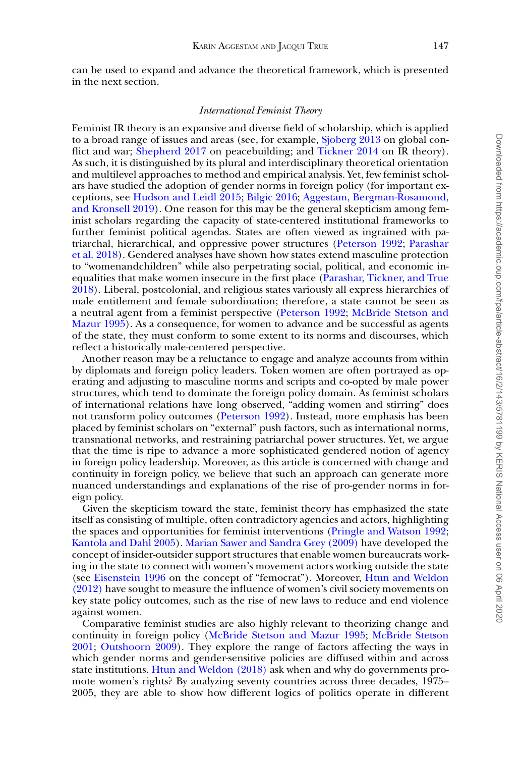can be used to expand and advance the theoretical framework, which is presented in the next section.

### *International Feminist Theory*

Feminist IR theory is an expansive and diverse field of scholarship, which is applied to a broad range of issues and areas (see, for example, Sjoberg 2013 on global conflict and war; Shepherd 2017 on peacebuilding; and Tickner 2014 on IR theory). As such, it is distinguished by its plural and interdisciplinary theoretical orientation and multilevel approaches to method and empirical analysis. Yet, few feminist scholars have studied the adoption of gender norms in foreign policy (for important exceptions, see Hudson and Leidl 2015; Bilgic 2016; Aggestam, Bergman-Rosamond, and Kronsell 2019). One reason for this may be the general skepticism among feminist scholars regarding the capacity of state-centered institutional frameworks to further feminist political agendas. States are often viewed as ingrained with patriarchal, hierarchical, and oppressive power structures (Peterson 1992; Parashar et al. 2018). Gendered analyses have shown how states extend masculine protection to "womenandchildren" while also perpetrating social, political, and economic inequalities that make women insecure in the first place (Parashar, Tickner, and True 2018). Liberal, postcolonial, and religious states variously all express hierarchies of male entitlement and female subordination; therefore, a state cannot be seen as a neutral agent from a feminist perspective (Peterson 1992; McBride Stetson and Mazur 1995). As a consequence, for women to advance and be successful as agents of the state, they must conform to some extent to its norms and discourses, which reflect a historically male-centered perspective.

Another reason may be a reluctance to engage and analyze accounts from within by diplomats and foreign policy leaders. Token women are often portrayed as operating and adjusting to masculine norms and scripts and co-opted by male power structures, which tend to dominate the foreign policy domain. As feminist scholars of international relations have long observed, "adding women and stirring" does not transform policy outcomes (Peterson 1992). Instead, more emphasis has been placed by feminist scholars on "external" push factors, such as international norms, transnational networks, and restraining patriarchal power structures. Yet, we argue that the time is ripe to advance a more sophisticated gendered notion of agency in foreign policy leadership. Moreover, as this article is concerned with change and continuity in foreign policy, we believe that such an approach can generate more nuanced understandings and explanations of the rise of pro-gender norms in foreign policy.

Given the skepticism toward the state, feminist theory has emphasized the state itself as consisting of multiple, often contradictory agencies and actors, highlighting the spaces and opportunities for feminist interventions (Pringle and Watson 1992; Kantola and Dahl 2005). Marian Sawer and Sandra Grey (2009) have developed the concept of insider-outsider support structures that enable women bureaucrats working in the state to connect with women's movement actors working outside the state (see Eisenstein 1996 on the concept of "femocrat"). Moreover, Htun and Weldon (2012) have sought to measure the influence of women's civil society movements on key state policy outcomes, such as the rise of new laws to reduce and end violence against women.

Comparative feminist studies are also highly relevant to theorizing change and continuity in foreign policy (McBride Stetson and Mazur 1995; McBride Stetson 2001; Outshoorn 2009). They explore the range of factors affecting the ways in which gender norms and gender-sensitive policies are diffused within and across state institutions. Htun and Weldon (2018) ask when and why do governments promote women's rights? By analyzing seventy countries across three decades, 1975–2005, they are able to show how different logics of politics operate in different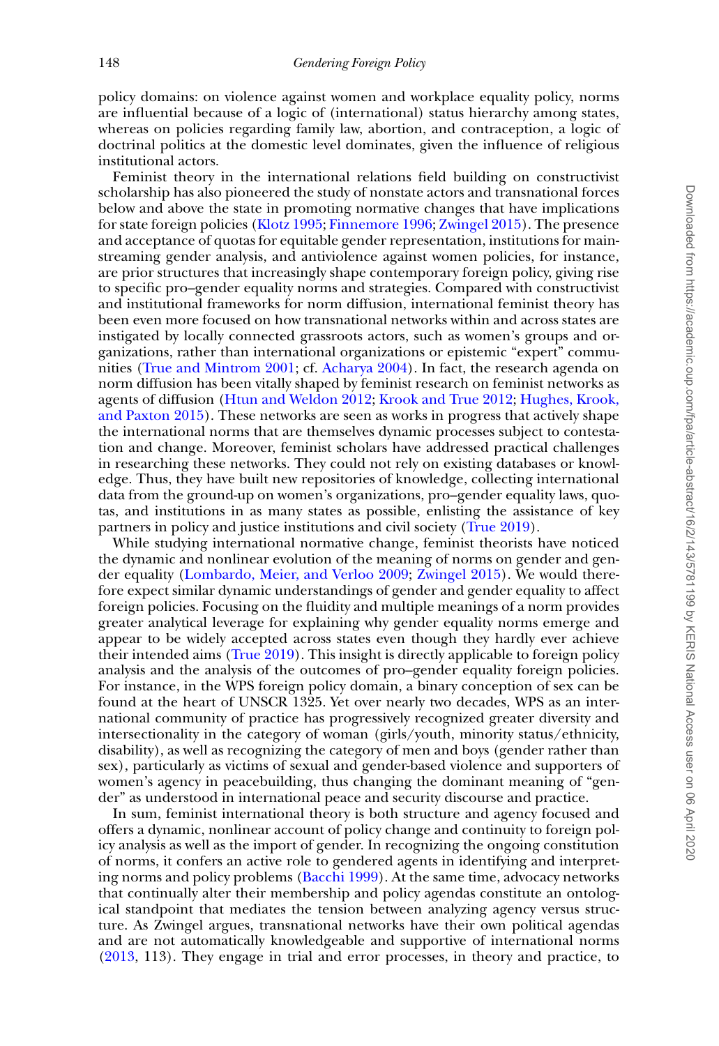policy domains: on violence against women and workplace equality policy, norms are influential because of a logic of (international) status hierarchy among states, whereas on policies regarding family law, abortion, and contraception, a logic of doctrinal politics at the domestic level dominates, given the influence of religious institutional actors.

Feminist theory in the international relations field building on constructivist scholarship has also pioneered the study of nonstate actors and transnational forces below and above the state in promoting normative changes that have implications for state foreign policies (Klotz 1995; Finnemore 1996; Zwingel 2015). The presence and acceptance of quotas for equitable gender representation, institutions for mainstreaming gender analysis, and antiviolence against women policies, for instance, are prior structures that increasingly shape contemporary foreign policy, giving rise to specific pro–gender equality norms and strategies. Compared with constructivist and institutional frameworks for norm diffusion, international feminist theory has been even more focused on how transnational networks within and across states are instigated by locally connected grassroots actors, such as women's groups and organizations, rather than international organizations or epistemic "expert" communities (True and Mintrom 2001; cf. Acharya 2004). In fact, the research agenda on norm diffusion has been vitally shaped by feminist research on feminist networks as agents of diffusion (Htun and Weldon 2012; Krook and True 2012; Hughes, Krook, and Paxton 2015). These networks are seen as works in progress that actively shape the international norms that are themselves dynamic processes subject to contestation and change. Moreover, feminist scholars have addressed practical challenges in researching these networks. They could not rely on existing databases or knowledge. Thus, they have built new repositories of knowledge, collecting international data from the ground-up on women's organizations, pro–gender equality laws, quotas, and institutions in as many states as possible, enlisting the assistance of key partners in policy and justice institutions and civil society (True 2019).

While studying international normative change, feminist theorists have noticed the dynamic and nonlinear evolution of the meaning of norms on gender and gender equality (Lombardo, Meier, and Verloo 2009; Zwingel 2015). We would therefore expect similar dynamic understandings of gender and gender equality to affect foreign policies. Focusing on the fluidity and multiple meanings of a norm provides greater analytical leverage for explaining why gender equality norms emerge and appear to be widely accepted across states even though they hardly ever achieve their intended aims (True 2019). This insight is directly applicable to foreign policy analysis and the analysis of the outcomes of pro–gender equality foreign policies. For instance, in the WPS foreign policy domain, a binary conception of sex can be found at the heart of UNSCR 1325. Yet over nearly two decades, WPS as an international community of practice has progressively recognized greater diversity and intersectionality in the category of woman (girls/youth, minority status/ethnicity, disability), as well as recognizing the category of men and boys (gender rather than sex), particularly as victims of sexual and gender-based violence and supporters of women's agency in peacebuilding, thus changing the dominant meaning of "gender" as understood in international peace and security discourse and practice.

In sum, feminist international theory is both structure and agency focused and offers a dynamic, nonlinear account of policy change and continuity to foreign policy analysis as well as the import of gender. In recognizing the ongoing constitution of norms, it confers an active role to gendered agents in identifying and interpreting norms and policy problems (Bacchi 1999). At the same time, advocacy networks that continually alter their membership and policy agendas constitute an ontological standpoint that mediates the tension between analyzing agency versus structure. As Zwingel argues, transnational networks have their own political agendas and are not automatically knowledgeable and supportive of international norms (2013, 113). They engage in trial and error processes, in theory and practice, to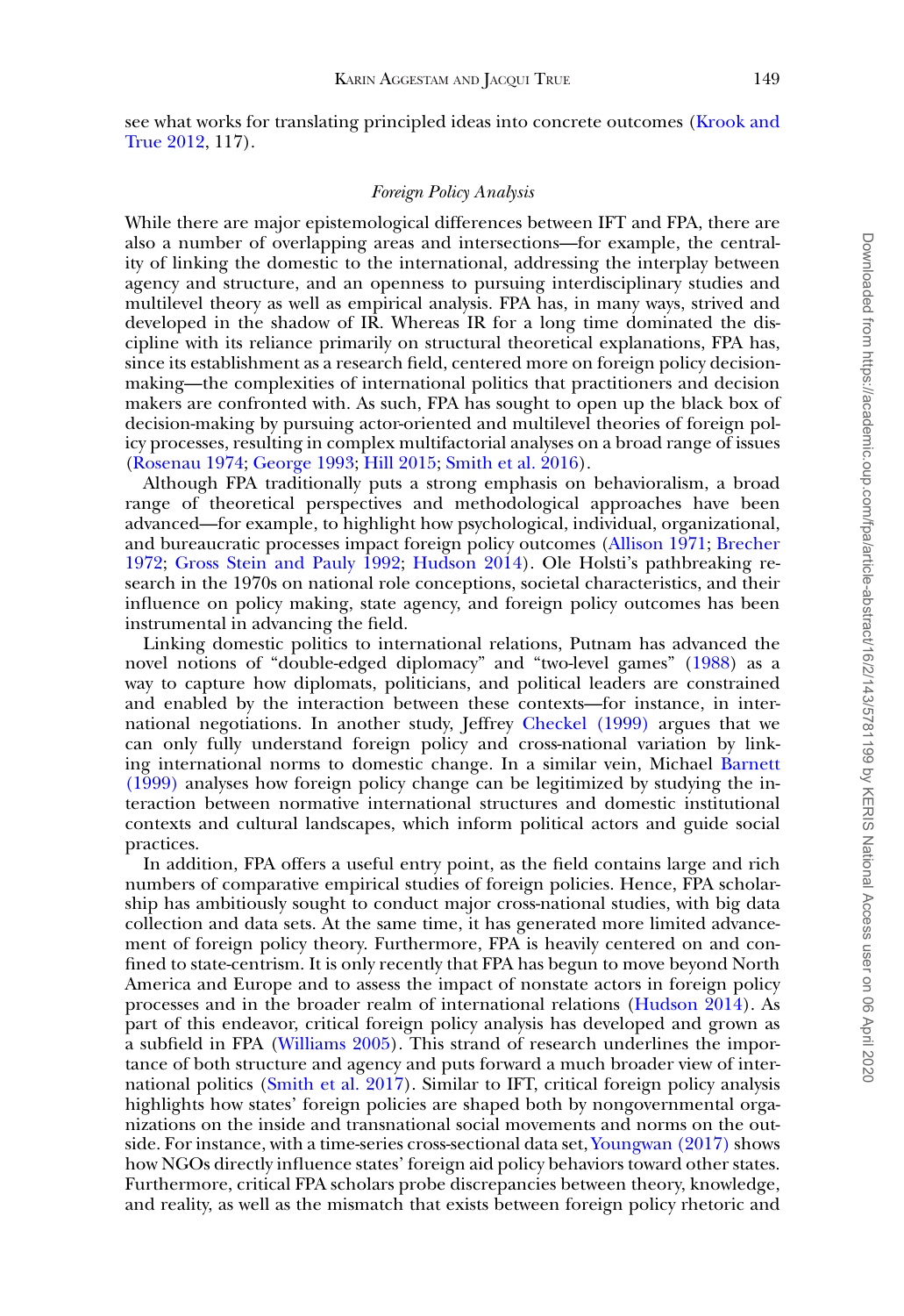see what works for translating principled ideas into concrete outcomes (Krook and True 2012, 117).

### *Foreign Policy Analysis*

While there are major epistemological differences between IFT and FPA, there are also a number of overlapping areas and intersections—for example, the centrality of linking the domestic to the international, addressing the interplay between agency and structure, and an openness to pursuing interdisciplinary studies and multilevel theory as well as empirical analysis. FPA has, in many ways, strived and developed in the shadow of IR. Whereas IR for a long time dominated the discipline with its reliance primarily on structural theoretical explanations, FPA has, since its establishment as a research field, centered more on foreign policy decision-making—the complexities of international politics that practitioners and decision makers are confronted with. As such, FPA has sought to open up the black box of decision-making by pursuing actor-oriented and multilevel theories of foreign policy processes, resulting in complex multifactorial analyses on a broad range of issues (Rosenau 1974; George 1993; Hill 2015; Smith et al. 2016).

Although FPA traditionally puts a strong emphasis on behavioralism, a broad range of theoretical perspectives and methodological approaches have been advanced—for example, to highlight how psychological, individual, organizational, and bureaucratic processes impact foreign policy outcomes (Allison 1971; Brecher 1972; Gross Stein and Pauly 1992; Hudson 2014). Ole Holsti's pathbreaking research in the 1970s on national role conceptions, societal characteristics, and their influence on policy making, state agency, and foreign policy outcomes has been instrumental in advancing the field.

Linking domestic politics to international relations, Putnam has advanced the novel notions of "double-edged diplomacy" and "two-level games" (1988) as a way to capture how diplomats, politicians, and political leaders are constrained and enabled by the interaction between these contexts—for instance, in international negotiations. In another study, Jeffrey Checkel (1999) argues that we can only fully understand foreign policy and cross-national variation by linking international norms to domestic change. In a similar vein, Michael Barnett (1999) analyses how foreign policy change can be legitimized by studying the interaction between normative international structures and domestic institutional contexts and cultural landscapes, which inform political actors and guide social practices.

In addition, FPA offers a useful entry point, as the field contains large and rich numbers of comparative empirical studies of foreign policies. Hence, FPA scholarship has ambitiously sought to conduct major cross-national studies, with big data collection and data sets. At the same time, it has generated more limited advancement of foreign policy theory. Furthermore, FPA is heavily centered on and confined to state-centrism. It is only recently that FPA has begun to move beyond North America and Europe and to assess the impact of nonstate actors in foreign policy processes and in the broader realm of international relations (Hudson 2014). As part of this endeavor, critical foreign policy analysis has developed and grown as a subfield in FPA (Williams 2005). This strand of research underlines the importance of both structure and agency and puts forward a much broader view of international politics (Smith et al. 2017). Similar to IFT, critical foreign policy analysis highlights how states' foreign policies are shaped both by nongovernmental organizations on the inside and transnational social movements and norms on the outside. For instance, with a time-series cross-sectional data set, Youngwan (2017) shows how NGOs directly influence states' foreign aid policy behaviors toward other states. Furthermore, critical FPA scholars probe discrepancies between theory, knowledge, and reality, as well as the mismatch that exists between foreign policy rhetoric and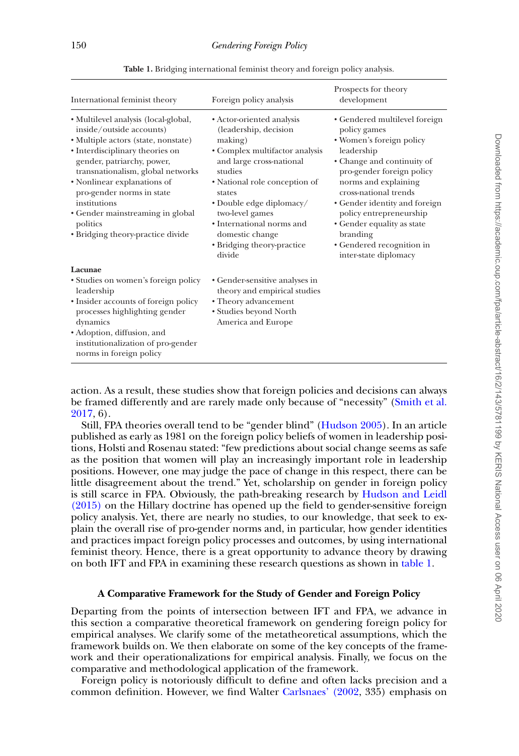**Table 1.** Bridging international feminist theory and foreign policy analysis.

| International feminist theory | Foreign policy analysis | Prospects for theory development |
|---|---|---|
| • Multilevel analysis (local-global, inside/outside accounts)<br>• Multiple actors (state, nonstate)<br>• Interdisciplinary theories on gender, patriarchy, power, transnationalism, global networks<br>• Nonlinear explanations of pro-gender norms in state institutions<br>• Gender mainstreaming in global politics<br>• Bridging theory-practice divide | • Actor-oriented analysis (leadership, decision making)<br>• Complex multifactor analysis and large cross-national studies<br>• National role conception of states<br>• Double edge diplomacy/ two-level games<br>• International norms and domestic change<br>• Bridging theory-practice divide | • Gendered multilevel foreign policy games<br>• Women's foreign policy leadership<br>• Change and continuity of pro-gender foreign policy norms and explaining cross-national trends<br>• Gender identity and foreign policy entrepreneurship<br>• Gender equality as state branding<br>• Gendered recognition in inter-state diplomacy |
| **Lacunae** | | |
| • Studies on women's foreign policy leadership<br>• Insider accounts of foreign policy processes highlighting gender dynamics<br>• Adoption, diffusion, and institutionalization of pro-gender norms in foreign policy | • Gender-sensitive analyses in theory and empirical studies<br>• Theory advancement<br>• Studies beyond North America and Europe | |

action. As a result, these studies show that foreign policies and decisions can always be framed differently and are rarely made only because of "necessity" (Smith et al. 2017, 6).

Still, FPA theories overall tend to be "gender blind" (Hudson 2005). In an article published as early as 1981 on the foreign policy beliefs of women in leadership positions, Holsti and Rosenau stated: "few predictions about social change seems as safe as the position that women will play an increasingly important role in leadership positions. However, one may judge the pace of change in this respect, there can be little disagreement about the trend." Yet, scholarship on gender in foreign policy is still scarce in FPA. Obviously, the path-breaking research by Hudson and Leidl (2015) on the Hillary doctrine has opened up the field to gender-sensitive foreign policy analysis. Yet, there are nearly no studies, to our knowledge, that seek to explain the overall rise of pro-gender norms and, in particular, how gender identities and practices impact foreign policy processes and outcomes, by using international feminist theory. Hence, there is a great opportunity to advance theory by drawing on both IFT and FPA in examining these research questions as shown in table 1.

## A Comparative Framework for the Study of Gender and Foreign Policy

Departing from the points of intersection between IFT and FPA, we advance in this section a comparative theoretical framework on gendering foreign policy for empirical analyses. We clarify some of the metatheoretical assumptions, which the framework builds on. We then elaborate on some of the key concepts of the framework and their operationalizations for empirical analysis. Finally, we focus on the comparative and methodological application of the framework.

Foreign policy is notoriously difficult to define and often lacks precision and a common definition. However, we find Walter Carlsnaes' (2002, 335) emphasis on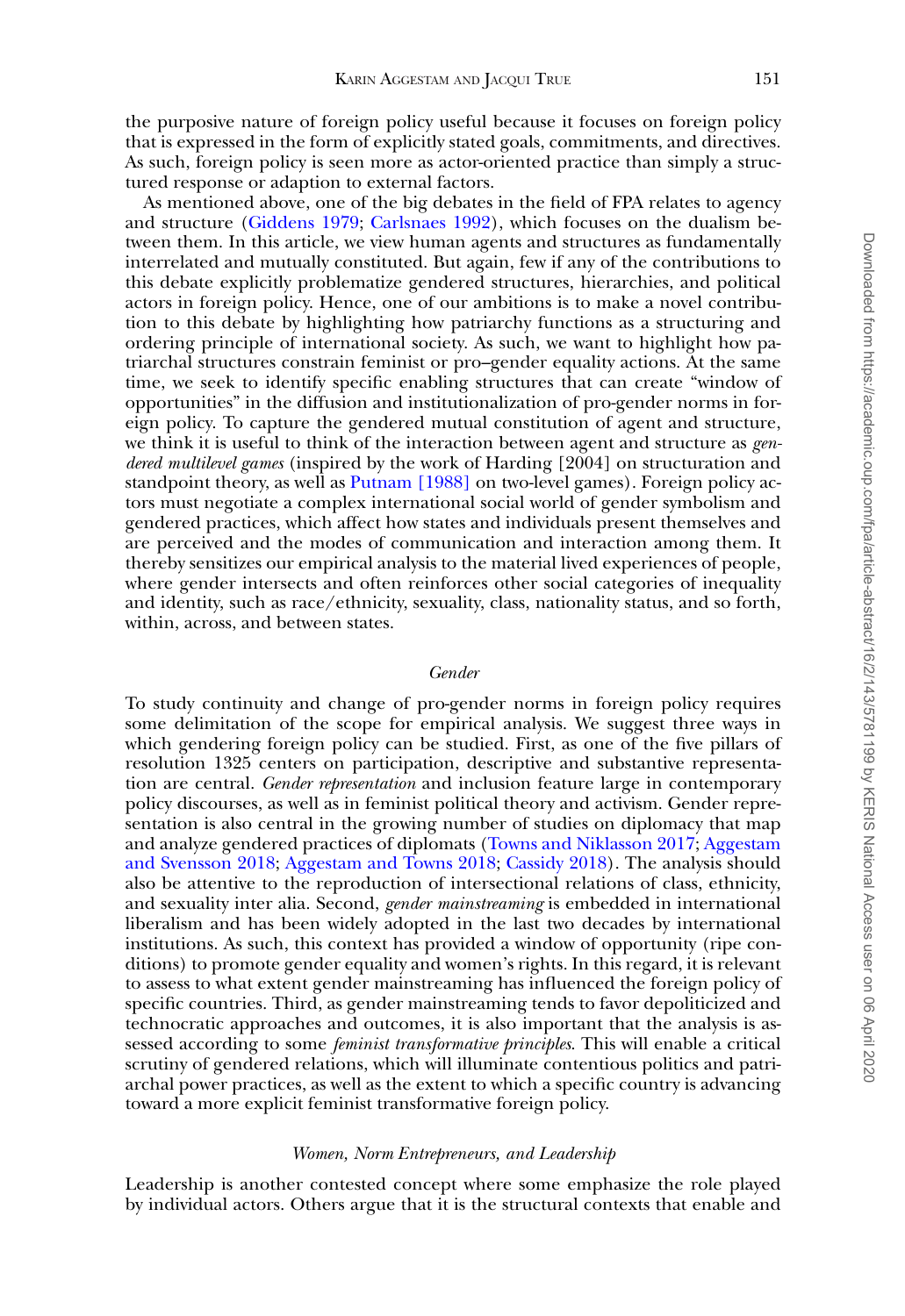the purposive nature of foreign policy useful because it focuses on foreign policy that is expressed in the form of explicitly stated goals, commitments, and directives. As such, foreign policy is seen more as actor-oriented practice than simply a structured response or adaption to external factors.

As mentioned above, one of the big debates in the field of FPA relates to agency and structure (Giddens 1979; Carlsnaes 1992), which focuses on the dualism between them. In this article, we view human agents and structures as fundamentally interrelated and mutually constituted. But again, few if any of the contributions to this debate explicitly problematize gendered structures, hierarchies, and political actors in foreign policy. Hence, one of our ambitions is to make a novel contribution to this debate by highlighting how patriarchy functions as a structuring and ordering principle of international society. As such, we want to highlight how patriarchal structures constrain feminist or pro–gender equality actions. At the same time, we seek to identify specific enabling structures that can create "window of opportunities" in the diffusion and institutionalization of pro-gender norms in foreign policy. To capture the gendered mutual constitution of agent and structure, we think it is useful to think of the interaction between agent and structure as *gendered multilevel games* (inspired by the work of Harding [2004] on structuration and standpoint theory, as well as Putnam [1988] on two-level games). Foreign policy actors must negotiate a complex international social world of gender symbolism and gendered practices, which affect how states and individuals present themselves and are perceived and the modes of communication and interaction among them. It thereby sensitizes our empirical analysis to the material lived experiences of people, where gender intersects and often reinforces other social categories of inequality and identity, such as race/ethnicity, sexuality, class, nationality status, and so forth, within, across, and between states.

### *Gender*

To study continuity and change of pro-gender norms in foreign policy requires some delimitation of the scope for empirical analysis. We suggest three ways in which gendering foreign policy can be studied. First, as one of the five pillars of resolution 1325 centers on participation, descriptive and substantive representation are central. *Gender representation* and inclusion feature large in contemporary policy discourses, as well as in feminist political theory and activism. Gender representation is also central in the growing number of studies on diplomacy that map and analyze gendered practices of diplomats (Towns and Niklasson 2017; Aggestam and Svensson 2018; Aggestam and Towns 2018; Cassidy 2018). The analysis should also be attentive to the reproduction of intersectional relations of class, ethnicity, and sexuality inter alia. Second, *gender mainstreaming* is embedded in international liberalism and has been widely adopted in the last two decades by international institutions. As such, this context has provided a window of opportunity (ripe conditions) to promote gender equality and women's rights. In this regard, it is relevant to assess to what extent gender mainstreaming has influenced the foreign policy of specific countries. Third, as gender mainstreaming tends to favor depoliticized and technocratic approaches and outcomes, it is also important that the analysis is assessed according to some *feminist transformative principles*. This will enable a critical scrutiny of gendered relations, which will illuminate contentious politics and patriarchal power practices, as well as the extent to which a specific country is advancing toward a more explicit feminist transformative foreign policy.

### *Women, Norm Entrepreneurs, and Leadership*

Leadership is another contested concept where some emphasize the role played by individual actors. Others argue that it is the structural contexts that enable and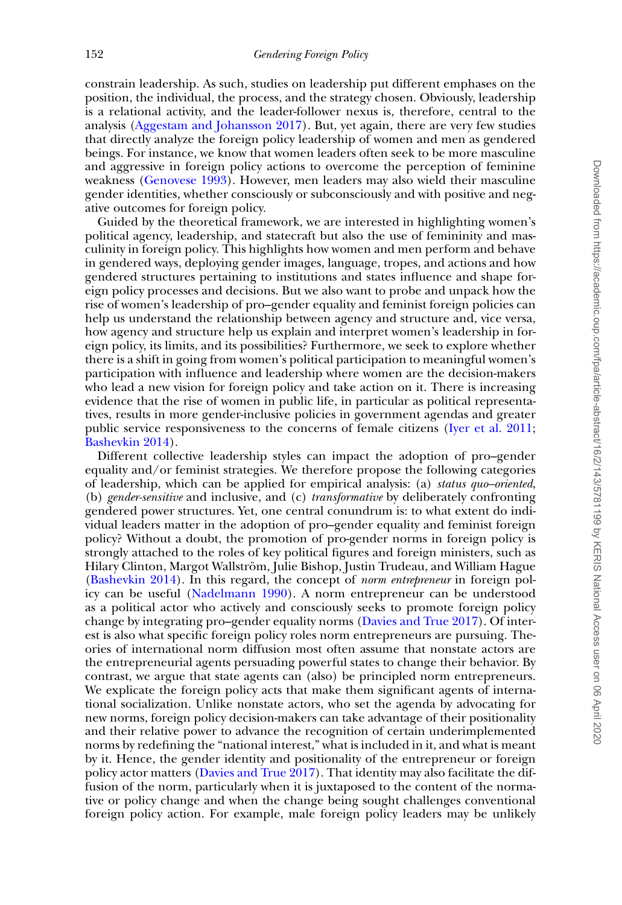constrain leadership. As such, studies on leadership put different emphases on the position, the individual, the process, and the strategy chosen. Obviously, leadership is a relational activity, and the leader-follower nexus is, therefore, central to the analysis (Aggestam and Johansson 2017). But, yet again, there are very few studies that directly analyze the foreign policy leadership of women and men as gendered beings. For instance, we know that women leaders often seek to be more masculine and aggressive in foreign policy actions to overcome the perception of feminine weakness (Genovese 1993). However, men leaders may also wield their masculine gender identities, whether consciously or subconsciously and with positive and negative outcomes for foreign policy.

Guided by the theoretical framework, we are interested in highlighting women's political agency, leadership, and statecraft but also the use of femininity and masculinity in foreign policy. This highlights how women and men perform and behave in gendered ways, deploying gender images, language, tropes, and actions and how gendered structures pertaining to institutions and states influence and shape foreign policy processes and decisions. But we also want to probe and unpack how the rise of women's leadership of pro–gender equality and feminist foreign policies can help us understand the relationship between agency and structure and, vice versa, how agency and structure help us explain and interpret women's leadership in foreign policy, its limits, and its possibilities? Furthermore, we seek to explore whether there is a shift in going from women's political participation to meaningful women's participation with influence and leadership where women are the decision-makers who lead a new vision for foreign policy and take action on it. There is increasing evidence that the rise of women in public life, in particular as political representatives, results in more gender-inclusive policies in government agendas and greater public service responsiveness to the concerns of female citizens (Iyer et al. 2011; Bashevkin 2014).

Different collective leadership styles can impact the adoption of pro–gender equality and/or feminist strategies. We therefore propose the following categories of leadership, which can be applied for empirical analysis: (a) *status quo–oriented*, (b) *gender-sensitive* and inclusive, and (c) *transformative* by deliberately confronting gendered power structures. Yet, one central conundrum is: to what extent do individual leaders matter in the adoption of pro–gender equality and feminist foreign policy? Without a doubt, the promotion of pro-gender norms in foreign policy is strongly attached to the roles of key political figures and foreign ministers, such as Hilary Clinton, Margot Wallström, Julie Bishop, Justin Trudeau, and William Hague (Bashevkin 2014). In this regard, the concept of *norm entrepreneur* in foreign policy can be useful (Nadelmann 1990). A norm entrepreneur can be understood as a political actor who actively and consciously seeks to promote foreign policy change by integrating pro–gender equality norms (Davies and True 2017). Of interest is also what specific foreign policy roles norm entrepreneurs are pursuing. Theories of international norm diffusion most often assume that nonstate actors are the entrepreneurial agents persuading powerful states to change their behavior. By contrast, we argue that state agents can (also) be principled norm entrepreneurs. We explicate the foreign policy acts that make them significant agents of international socialization. Unlike nonstate actors, who set the agenda by advocating for new norms, foreign policy decision-makers can take advantage of their positionality and their relative power to advance the recognition of certain underimplemented norms by redefining the "national interest," what is included in it, and what is meant by it. Hence, the gender identity and positionality of the entrepreneur or foreign policy actor matters (Davies and True 2017). That identity may also facilitate the diffusion of the norm, particularly when it is juxtaposed to the content of the normative or policy change and when the change being sought challenges conventional foreign policy action. For example, male foreign policy leaders may be unlikely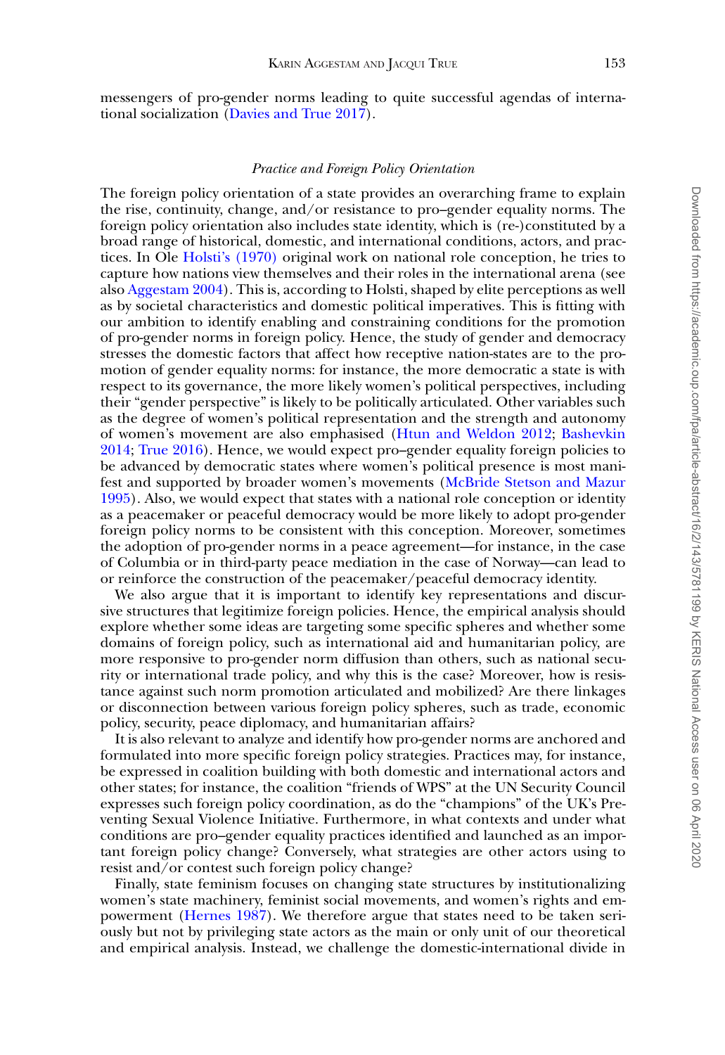messengers of pro-gender norms leading to quite successful agendas of international socialization (Davies and True 2017).

### *Practice and Foreign Policy Orientation*

The foreign policy orientation of a state provides an overarching frame to explain the rise, continuity, change, and/or resistance to pro–gender equality norms. The foreign policy orientation also includes state identity, which is (re-)constituted by a broad range of historical, domestic, and international conditions, actors, and practices. In Ole Holsti's (1970) original work on national role conception, he tries to capture how nations view themselves and their roles in the international arena (see also Aggestam 2004). This is, according to Holsti, shaped by elite perceptions as well as by societal characteristics and domestic political imperatives. This is fitting with our ambition to identify enabling and constraining conditions for the promotion of pro-gender norms in foreign policy. Hence, the study of gender and democracy stresses the domestic factors that affect how receptive nation-states are to the promotion of gender equality norms: for instance, the more democratic a state is with respect to its governance, the more likely women's political perspectives, including their "gender perspective" is likely to be politically articulated. Other variables such as the degree of women's political representation and the strength and autonomy of women's movement are also emphasised (Htun and Weldon 2012; Bashevkin 2014; True 2016). Hence, we would expect pro–gender equality foreign policies to be advanced by democratic states where women's political presence is most manifest and supported by broader women's movements (McBride Stetson and Mazur 1995). Also, we would expect that states with a national role conception or identity as a peacemaker or peaceful democracy would be more likely to adopt pro-gender foreign policy norms to be consistent with this conception. Moreover, sometimes the adoption of pro-gender norms in a peace agreement—for instance, in the case of Columbia or in third-party peace mediation in the case of Norway—can lead to or reinforce the construction of the peacemaker/peaceful democracy identity.

We also argue that it is important to identify key representations and discursive structures that legitimize foreign policies. Hence, the empirical analysis should explore whether some ideas are targeting some specific spheres and whether some domains of foreign policy, such as international aid and humanitarian policy, are more responsive to pro-gender norm diffusion than others, such as national security or international trade policy, and why this is the case? Moreover, how is resistance against such norm promotion articulated and mobilized? Are there linkages or disconnection between various foreign policy spheres, such as trade, economic policy, security, peace diplomacy, and humanitarian affairs?

It is also relevant to analyze and identify how pro-gender norms are anchored and formulated into more specific foreign policy strategies. Practices may, for instance, be expressed in coalition building with both domestic and international actors and other states; for instance, the coalition "friends of WPS" at the UN Security Council expresses such foreign policy coordination, as do the "champions" of the UK's Preventing Sexual Violence Initiative. Furthermore, in what contexts and under what conditions are pro–gender equality practices identified and launched as an important foreign policy change? Conversely, what strategies are other actors using to resist and/or contest such foreign policy change?

Finally, state feminism focuses on changing state structures by institutionalizing women's state machinery, feminist social movements, and women's rights and empowerment (Hernes 1987). We therefore argue that states need to be taken seriously but not by privileging state actors as the main or only unit of our theoretical and empirical analysis. Instead, we challenge the domestic-international divide in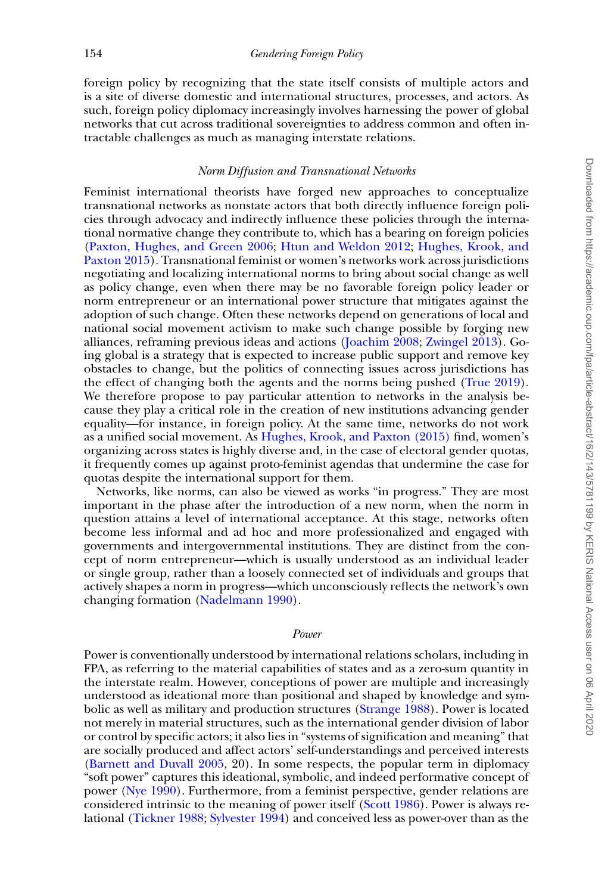foreign policy by recognizing that the state itself consists of multiple actors and is a site of diverse domestic and international structures, processes, and actors. As such, foreign policy diplomacy increasingly involves harnessing the power of global networks that cut across traditional sovereignties to address common and often intractable challenges as much as managing interstate relations.

### *Norm Diffusion and Transnational Networks*

Feminist international theorists have forged new approaches to conceptualize transnational networks as nonstate actors that both directly influence foreign policies through advocacy and indirectly influence these policies through the international normative change they contribute to, which has a bearing on foreign policies (Paxton, Hughes, and Green 2006; Htun and Weldon 2012; Hughes, Krook, and Paxton 2015). Transnational feminist or women's networks work across jurisdictions negotiating and localizing international norms to bring about social change as well as policy change, even when there may be no favorable foreign policy leader or norm entrepreneur or an international power structure that mitigates against the adoption of such change. Often these networks depend on generations of local and national social movement activism to make such change possible by forging new alliances, reframing previous ideas and actions (Joachim 2008; Zwingel 2013). Going global is a strategy that is expected to increase public support and remove key obstacles to change, but the politics of connecting issues across jurisdictions has the effect of changing both the agents and the norms being pushed (True 2019). We therefore propose to pay particular attention to networks in the analysis because they play a critical role in the creation of new institutions advancing gender equality—for instance, in foreign policy. At the same time, networks do not work as a unified social movement. As Hughes, Krook, and Paxton (2015) find, women's organizing across states is highly diverse and, in the case of electoral gender quotas, it frequently comes up against proto-feminist agendas that undermine the case for quotas despite the international support for them.

Networks, like norms, can also be viewed as works "in progress." They are most important in the phase after the introduction of a new norm, when the norm in question attains a level of international acceptance. At this stage, networks often become less informal and ad hoc and more professionalized and engaged with governments and intergovernmental institutions. They are distinct from the concept of norm entrepreneur—which is usually understood as an individual leader or single group, rather than a loosely connected set of individuals and groups that actively shapes a norm in progress—which unconsciously reflects the network's own changing formation (Nadelmann 1990).

### *Power*

Power is conventionally understood by international relations scholars, including in FPA, as referring to the material capabilities of states and as a zero-sum quantity in the interstate realm. However, conceptions of power are multiple and increasingly understood as ideational more than positional and shaped by knowledge and symbolic as well as military and production structures (Strange 1988). Power is located not merely in material structures, such as the international gender division of labor or control by specific actors; it also lies in "systems of signification and meaning" that are socially produced and affect actors' self-understandings and perceived interests (Barnett and Duvall 2005, 20). In some respects, the popular term in diplomacy "soft power" captures this ideational, symbolic, and indeed performative concept of power (Nye 1990). Furthermore, from a feminist perspective, gender relations are considered intrinsic to the meaning of power itself (Scott 1986). Power is always relational (Tickner 1988; Sylvester 1994) and conceived less as power-over than as the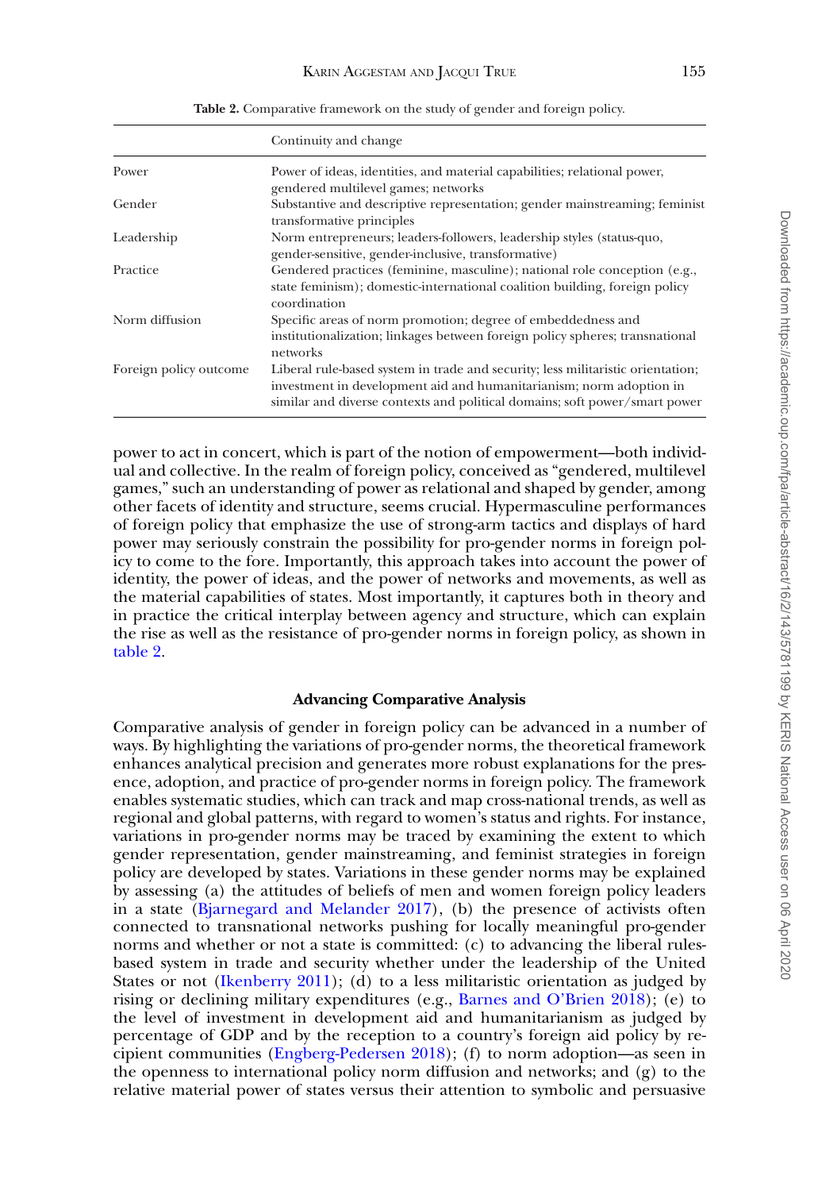**Table 2.** Comparative framework on the study of gender and foreign policy.

| | Continuity and change |
|---|---|
| Power | Power of ideas, identities, and material capabilities; relational power, gendered multilevel games; networks |
| Gender | Substantive and descriptive representation; gender mainstreaming; feminist transformative principles |
| Leadership | Norm entrepreneurs; leaders-followers, leadership styles (status-quo, gender-sensitive, gender-inclusive, transformative) |
| Practice | Gendered practices (feminine, masculine); national role conception (e.g., state feminism); domestic-international coalition building, foreign policy coordination |
| Norm diffusion | Specific areas of norm promotion; degree of embeddedness and institutionalization; linkages between foreign policy spheres; transnational networks |
| Foreign policy outcome | Liberal rule-based system in trade and security; less militaristic orientation; investment in development aid and humanitarianism; norm adoption in similar and diverse contexts and political domains; soft power/smart power |

power to act in concert, which is part of the notion of empowerment—both individual and collective. In the realm of foreign policy, conceived as "gendered, multilevel games," such an understanding of power as relational and shaped by gender, among other facets of identity and structure, seems crucial. Hypermasculine performances of foreign policy that emphasize the use of strong-arm tactics and displays of hard power may seriously constrain the possibility for pro-gender norms in foreign policy to come to the fore. Importantly, this approach takes into account the power of identity, the power of ideas, and the power of networks and movements, as well as the material capabilities of states. Most importantly, it captures both in theory and in practice the critical interplay between agency and structure, which can explain the rise as well as the resistance of pro-gender norms in foreign policy, as shown in table 2.

## Advancing Comparative Analysis

Comparative analysis of gender in foreign policy can be advanced in a number of ways. By highlighting the variations of pro-gender norms, the theoretical framework enhances analytical precision and generates more robust explanations for the presence, adoption, and practice of pro-gender norms in foreign policy. The framework enables systematic studies, which can track and map cross-national trends, as well as regional and global patterns, with regard to women's status and rights. For instance, variations in pro-gender norms may be traced by examining the extent to which gender representation, gender mainstreaming, and feminist strategies in foreign policy are developed by states. Variations in these gender norms may be explained by assessing (a) the attitudes of beliefs of men and women foreign policy leaders in a state (Bjarnegard and Melander 2017), (b) the presence of activists often connected to transnational networks pushing for locally meaningful pro-gender norms and whether or not a state is committed: (c) to advancing the liberal rules-based system in trade and security whether under the leadership of the United States or not (Ikenberry 2011); (d) to a less militaristic orientation as judged by rising or declining military expenditures (e.g., Barnes and O'Brien 2018); (e) to the level of investment in development aid and humanitarianism as judged by percentage of GDP and by the reception to a country's foreign aid policy by recipient communities (Engberg-Pedersen 2018); (f) to norm adoption—as seen in the openness to international policy norm diffusion and networks; and (g) to the relative material power of states versus their attention to symbolic and persuasive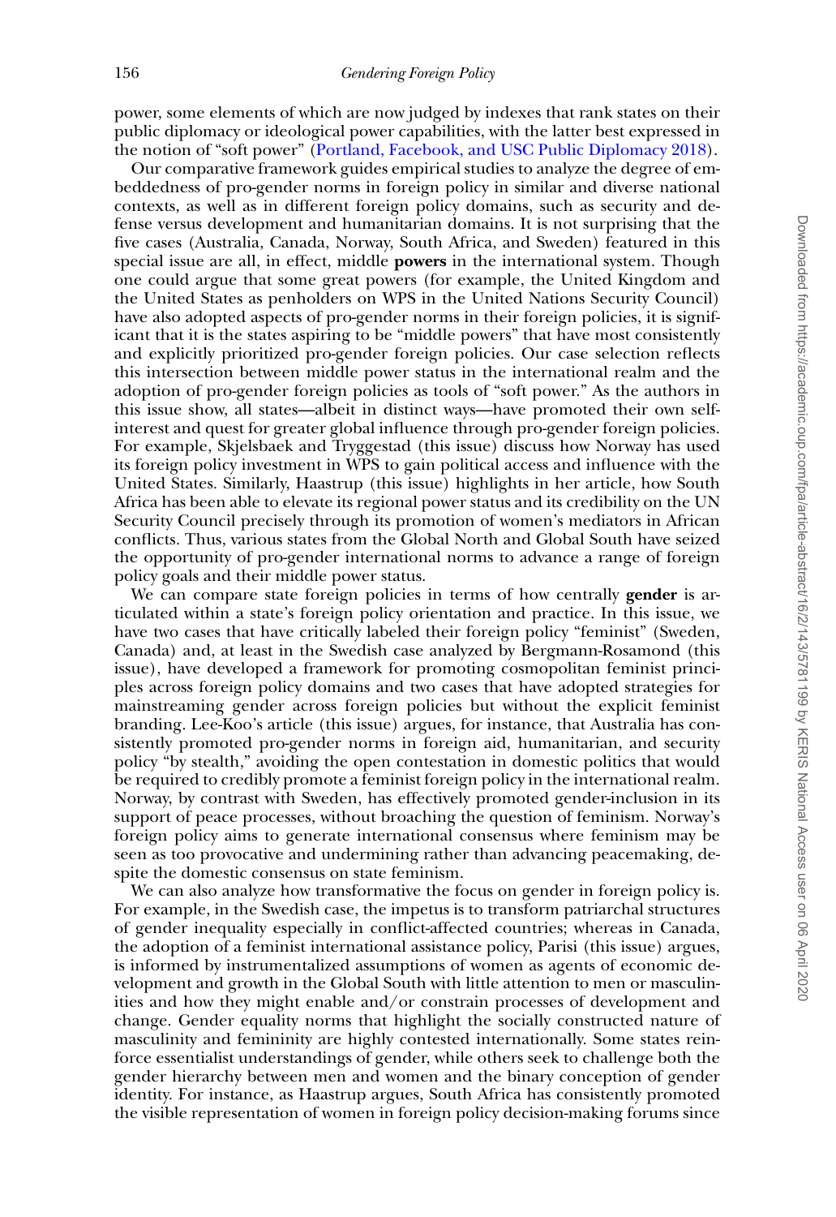power, some elements of which are now judged by indexes that rank states on their public diplomacy or ideological power capabilities, with the latter best expressed in the notion of "soft power" (Portland, Facebook, and USC Public Diplomacy 2018).

Our comparative framework guides empirical studies to analyze the degree of embeddedness of pro-gender norms in foreign policy in similar and diverse national contexts, as well as in different foreign policy domains, such as security and defense versus development and humanitarian domains. It is not surprising that the five cases (Australia, Canada, Norway, South Africa, and Sweden) featured in this special issue are all, in effect, middle **powers** in the international system. Though one could argue that some great powers (for example, the United Kingdom and the United States as penholders on WPS in the United Nations Security Council) have also adopted aspects of pro-gender norms in their foreign policies, it is significant that it is the states aspiring to be "middle powers" that have most consistently and explicitly prioritized pro-gender foreign policies. Our case selection reflects this intersection between middle power status in the international realm and the adoption of pro-gender foreign policies as tools of "soft power." As the authors in this issue show, all states—albeit in distinct ways—have promoted their own self-interest and quest for greater global influence through pro-gender foreign policies. For example, Skjelsbaek and Tryggestad (this issue) discuss how Norway has used its foreign policy investment in WPS to gain political access and influence with the United States. Similarly, Haastrup (this issue) highlights in her article, how South Africa has been able to elevate its regional power status and its credibility on the UN Security Council precisely through its promotion of women's mediators in African conflicts. Thus, various states from the Global North and Global South have seized the opportunity of pro-gender international norms to advance a range of foreign policy goals and their middle power status.

We can compare state foreign policies in terms of how centrally **gender** is articulated within a state's foreign policy orientation and practice. In this issue, we have two cases that have critically labeled their foreign policy "feminist" (Sweden, Canada) and, at least in the Swedish case analyzed by Bergmann-Rosamond (this issue), have developed a framework for promoting cosmopolitan feminist principles across foreign policy domains and two cases that have adopted strategies for mainstreaming gender across foreign policies but without the explicit feminist branding. Lee-Koo's article (this issue) argues, for instance, that Australia has consistently promoted pro-gender norms in foreign aid, humanitarian, and security policy "by stealth," avoiding the open contestation in domestic politics that would be required to credibly promote a feminist foreign policy in the international realm. Norway, by contrast with Sweden, has effectively promoted gender-inclusion in its support of peace processes, without broaching the question of feminism. Norway's foreign policy aims to generate international consensus where feminism may be seen as too provocative and undermining rather than advancing peacemaking, despite the domestic consensus on state feminism.

We can also analyze how transformative the focus on gender in foreign policy is. For example, in the Swedish case, the impetus is to transform patriarchal structures of gender inequality especially in conflict-affected countries; whereas in Canada, the adoption of a feminist international assistance policy, Parisi (this issue) argues, is informed by instrumentalized assumptions of women as agents of economic development and growth in the Global South with little attention to men or masculinities and how they might enable and/or constrain processes of development and change. Gender equality norms that highlight the socially constructed nature of masculinity and femininity are highly contested internationally. Some states reinforce essentialist understandings of gender, while others seek to challenge both the gender hierarchy between men and women and the binary conception of gender identity. For instance, as Haastrup argues, South Africa has consistently promoted the visible representation of women in foreign policy decision-making forums since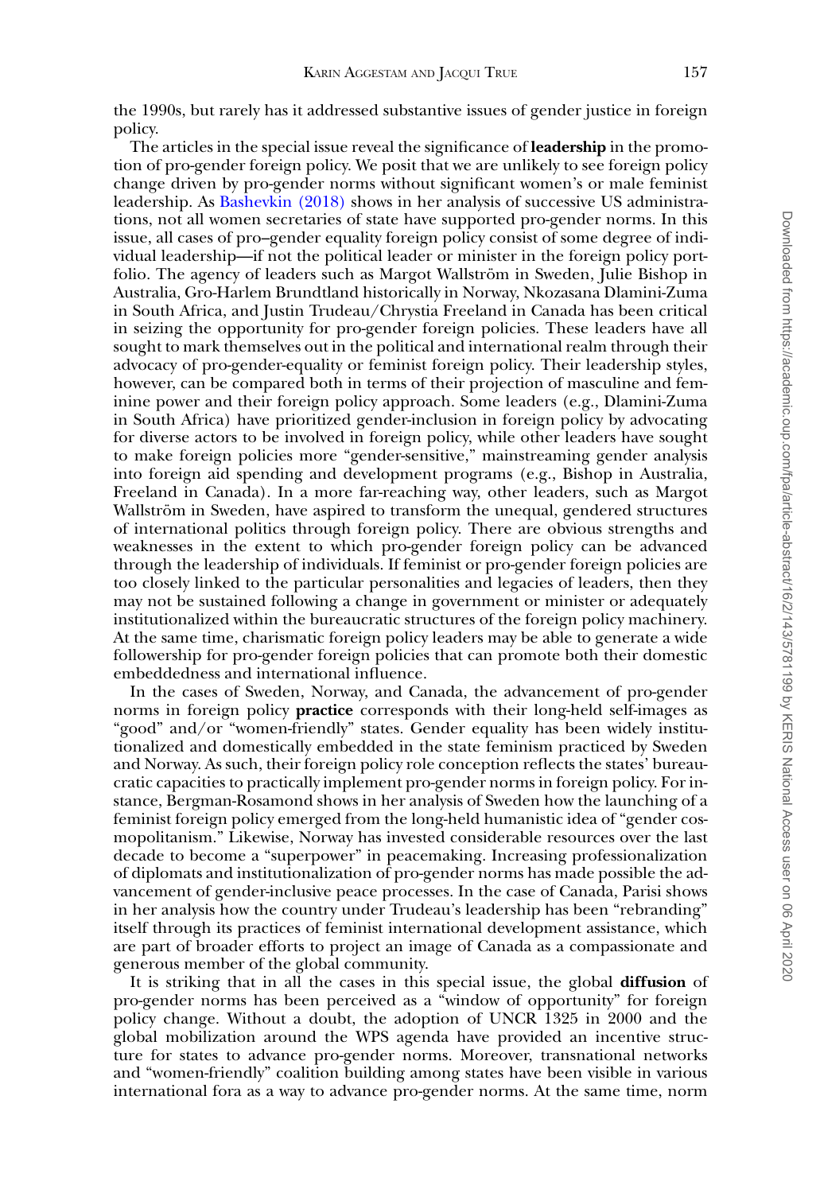the 1990s, but rarely has it addressed substantive issues of gender justice in foreign policy.

The articles in the special issue reveal the significance of **leadership** in the promotion of pro-gender foreign policy. We posit that we are unlikely to see foreign policy change driven by pro-gender norms without significant women's or male feminist leadership. As Bashevkin (2018) shows in her analysis of successive US administrations, not all women secretaries of state have supported pro-gender norms. In this issue, all cases of pro–gender equality foreign policy consist of some degree of individual leadership—if not the political leader or minister in the foreign policy portfolio. The agency of leaders such as Margot Wallström in Sweden, Julie Bishop in Australia, Gro-Harlem Brundtland historically in Norway, Nkozasana Dlamini-Zuma in South Africa, and Justin Trudeau/Chrystia Freeland in Canada has been critical in seizing the opportunity for pro-gender foreign policies. These leaders have all sought to mark themselves out in the political and international realm through their advocacy of pro-gender-equality or feminist foreign policy. Their leadership styles, however, can be compared both in terms of their projection of masculine and feminine power and their foreign policy approach. Some leaders (e.g., Dlamini-Zuma in South Africa) have prioritized gender-inclusion in foreign policy by advocating for diverse actors to be involved in foreign policy, while other leaders have sought to make foreign policies more "gender-sensitive," mainstreaming gender analysis into foreign aid spending and development programs (e.g., Bishop in Australia, Freeland in Canada). In a more far-reaching way, other leaders, such as Margot Wallström in Sweden, have aspired to transform the unequal, gendered structures of international politics through foreign policy. There are obvious strengths and weaknesses in the extent to which pro-gender foreign policy can be advanced through the leadership of individuals. If feminist or pro-gender foreign policies are too closely linked to the particular personalities and legacies of leaders, then they may not be sustained following a change in government or minister or adequately institutionalized within the bureaucratic structures of the foreign policy machinery. At the same time, charismatic foreign policy leaders may be able to generate a wide followership for pro-gender foreign policies that can promote both their domestic embeddedness and international influence.

In the cases of Sweden, Norway, and Canada, the advancement of pro-gender norms in foreign policy **practice** corresponds with their long-held self-images as "good" and/or "women-friendly" states. Gender equality has been widely institutionalized and domestically embedded in the state feminism practiced by Sweden and Norway. As such, their foreign policy role conception reflects the states' bureaucratic capacities to practically implement pro-gender norms in foreign policy. For instance, Bergman-Rosamond shows in her analysis of Sweden how the launching of a feminist foreign policy emerged from the long-held humanistic idea of "gender cosmopolitanism." Likewise, Norway has invested considerable resources over the last decade to become a "superpower" in peacemaking. Increasing professionalization of diplomats and institutionalization of pro-gender norms has made possible the advancement of gender-inclusive peace processes. In the case of Canada, Parisi shows in her analysis how the country under Trudeau's leadership has been "rebranding" itself through its practices of feminist international development assistance, which are part of broader efforts to project an image of Canada as a compassionate and generous member of the global community.

It is striking that in all the cases in this special issue, the global **diffusion** of pro-gender norms has been perceived as a "window of opportunity" for foreign policy change. Without a doubt, the adoption of UNCR 1325 in 2000 and the global mobilization around the WPS agenda have provided an incentive structure for states to advance pro-gender norms. Moreover, transnational networks and "women-friendly" coalition building among states have been visible in various international fora as a way to advance pro-gender norms. At the same time, norm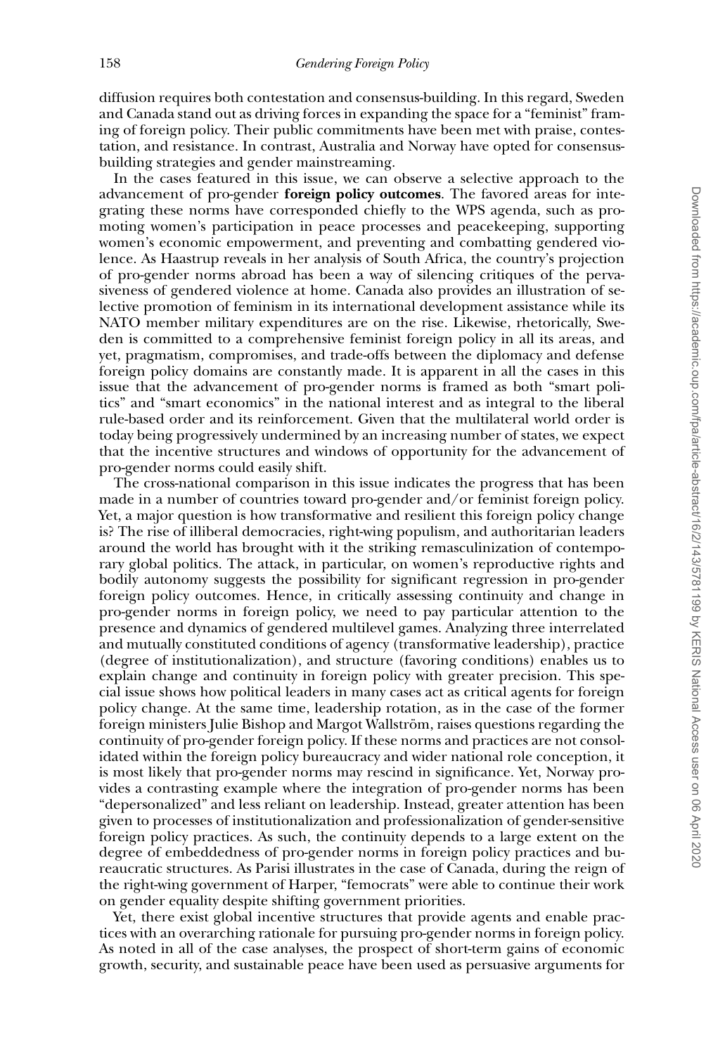diffusion requires both contestation and consensus-building. In this regard, Sweden and Canada stand out as driving forces in expanding the space for a "feminist" framing of foreign policy. Their public commitments have been met with praise, contestation, and resistance. In contrast, Australia and Norway have opted for consensus-building strategies and gender mainstreaming.

In the cases featured in this issue, we can observe a selective approach to the advancement of pro-gender **foreign policy outcomes**. The favored areas for integrating these norms have corresponded chiefly to the WPS agenda, such as promoting women's participation in peace processes and peacekeeping, supporting women's economic empowerment, and preventing and combatting gendered violence. As Haastrup reveals in her analysis of South Africa, the country's projection of pro-gender norms abroad has been a way of silencing critiques of the pervasiveness of gendered violence at home. Canada also provides an illustration of selective promotion of feminism in its international development assistance while its NATO member military expenditures are on the rise. Likewise, rhetorically, Sweden is committed to a comprehensive feminist foreign policy in all its areas, and yet, pragmatism, compromises, and trade-offs between the diplomacy and defense foreign policy domains are constantly made. It is apparent in all the cases in this issue that the advancement of pro-gender norms is framed as both "smart politics" and "smart economics" in the national interest and as integral to the liberal rule-based order and its reinforcement. Given that the multilateral world order is today being progressively undermined by an increasing number of states, we expect that the incentive structures and windows of opportunity for the advancement of pro-gender norms could easily shift.

The cross-national comparison in this issue indicates the progress that has been made in a number of countries toward pro-gender and/or feminist foreign policy. Yet, a major question is how transformative and resilient this foreign policy change is? The rise of illiberal democracies, right-wing populism, and authoritarian leaders around the world has brought with it the striking remasculinization of contemporary global politics. The attack, in particular, on women's reproductive rights and bodily autonomy suggests the possibility for significant regression in pro-gender foreign policy outcomes. Hence, in critically assessing continuity and change in pro-gender norms in foreign policy, we need to pay particular attention to the presence and dynamics of gendered multilevel games. Analyzing three interrelated and mutually constituted conditions of agency (transformative leadership), practice (degree of institutionalization), and structure (favoring conditions) enables us to explain change and continuity in foreign policy with greater precision. This special issue shows how political leaders in many cases act as critical agents for foreign policy change. At the same time, leadership rotation, as in the case of the former foreign ministers Julie Bishop and Margot Wallström, raises questions regarding the continuity of pro-gender foreign policy. If these norms and practices are not consolidated within the foreign policy bureaucracy and wider national role conception, it is most likely that pro-gender norms may rescind in significance. Yet, Norway provides a contrasting example where the integration of pro-gender norms has been "depersonalized" and less reliant on leadership. Instead, greater attention has been given to processes of institutionalization and professionalization of gender-sensitive foreign policy practices. As such, the continuity depends to a large extent on the degree of embeddedness of pro-gender norms in foreign policy practices and bureaucratic structures. As Parisi illustrates in the case of Canada, during the reign of the right-wing government of Harper, "femocrats" were able to continue their work on gender equality despite shifting government priorities.

Yet, there exist global incentive structures that provide agents and enable practices with an overarching rationale for pursuing pro-gender norms in foreign policy. As noted in all of the case analyses, the prospect of short-term gains of economic growth, security, and sustainable peace have been used as persuasive arguments for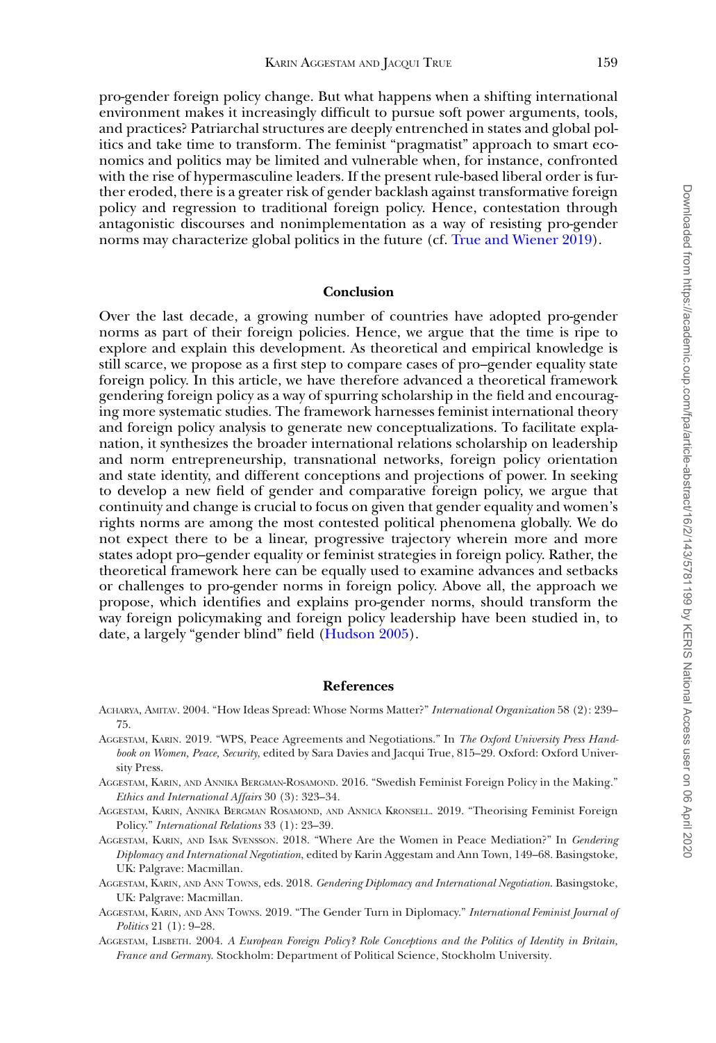pro-gender foreign policy change. But what happens when a shifting international environment makes it increasingly difficult to pursue soft power arguments, tools, and practices? Patriarchal structures are deeply entrenched in states and global politics and take time to transform. The feminist "pragmatist" approach to smart economics and politics may be limited and vulnerable when, for instance, confronted with the rise of hypermasculine leaders. If the present rule-based liberal order is further eroded, there is a greater risk of gender backlash against transformative foreign policy and regression to traditional foreign policy. Hence, contestation through antagonistic discourses and nonimplementation as a way of resisting pro-gender norms may characterize global politics in the future (cf. True and Wiener 2019).

## Conclusion

Over the last decade, a growing number of countries have adopted pro-gender norms as part of their foreign policies. Hence, we argue that the time is ripe to explore and explain this development. As theoretical and empirical knowledge is still scarce, we propose as a first step to compare cases of pro–gender equality state foreign policy. In this article, we have therefore advanced a theoretical framework gendering foreign policy as a way of spurring scholarship in the field and encouraging more systematic studies. The framework harnesses feminist international theory and foreign policy analysis to generate new conceptualizations. To facilitate explanation, it synthesizes the broader international relations scholarship on leadership and norm entrepreneurship, transnational networks, foreign policy orientation and state identity, and different conceptions and projections of power. In seeking to develop a new field of gender and comparative foreign policy, we argue that continuity and change is crucial to focus on given that gender equality and women's rights norms are among the most contested political phenomena globally. We do not expect there to be a linear, progressive trajectory wherein more and more states adopt pro–gender equality or feminist strategies in foreign policy. Rather, the theoretical framework here can be equally used to examine advances and setbacks or challenges to pro-gender norms in foreign policy. Above all, the approach we propose, which identifies and explains pro-gender norms, should transform the way foreign policymaking and foreign policy leadership have been studied in, to date, a largely "gender blind" field (Hudson 2005).

## References

Acharya, Amitav. 2004. "How Ideas Spread: Whose Norms Matter?" *International Organization* 58 (2): 239–75.

Aggestam, Karin. 2019. "WPS, Peace Agreements and Negotiations." In *The Oxford University Press Handbook on Women, Peace, Security*, edited by Sara Davies and Jacqui True, 815–29. Oxford: Oxford University Press.

Aggestam, Karin, and Annika Bergman-Rosamond. 2016. "Swedish Feminist Foreign Policy in the Making." *Ethics and International Affairs* 30 (3): 323–34.

Aggestam, Karin, Annika Bergman Rosamond, and Annica Kronsell. 2019. "Theorising Feminist Foreign Policy." *International Relations* 33 (1): 23–39.

Aggestam, Karin, and Isak Svensson. 2018. "Where Are the Women in Peace Mediation?" In *Gendering Diplomacy and International Negotiation*, edited by Karin Aggestam and Ann Town, 149–68. Basingstoke, UK: Palgrave: Macmillan.

Aggestam, Karin, and Ann Towns, eds. 2018. *Gendering Diplomacy and International Negotiation*. Basingstoke, UK: Palgrave: Macmillan.

Aggestam, Karin, and Ann Towns. 2019. "The Gender Turn in Diplomacy." *International Feminist Journal of Politics* 21 (1): 9–28.

Aggestam, Lisbeth. 2004. *A European Foreign Policy? Role Conceptions and the Politics of Identity in Britain, France and Germany*. Stockholm: Department of Political Science, Stockholm University.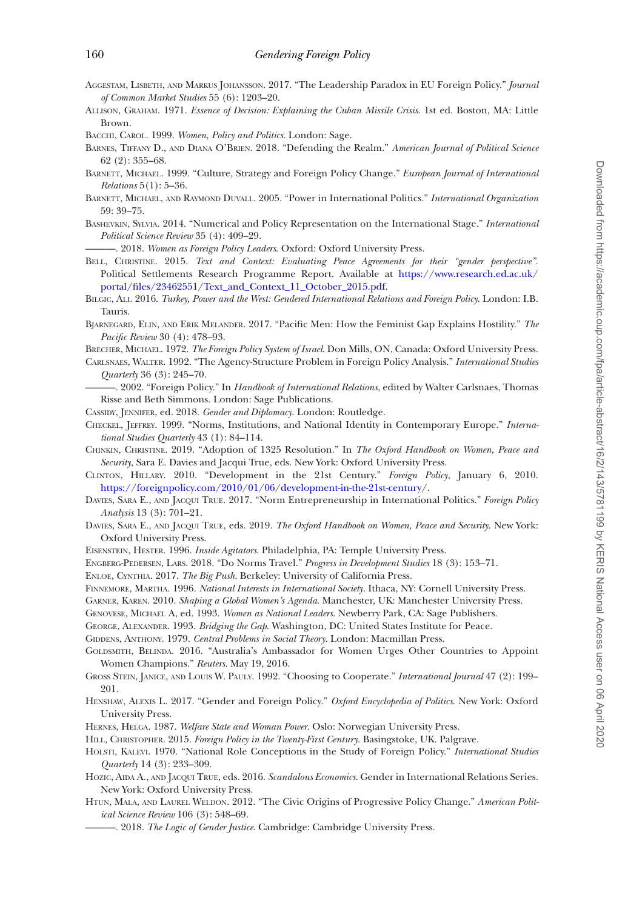Aggestam, Lisbeth, and Markus Johansson. 2017. "The Leadership Paradox in EU Foreign Policy." *Journal of Common Market Studies* 55 (6): 1203–20.

Allison, Graham. 1971. *Essence of Decision: Explaining the Cuban Missile Crisis*. 1st ed. Boston, MA: Little Brown.

Bacchi, Carol. 1999. *Women, Policy and Politics*. London: Sage.

Barnes, Tiffany D., and Diana O'Brien. 2018. "Defending the Realm." *American Journal of Political Science* 62 (2): 355–68.

Barnett, Michael. 1999. "Culture, Strategy and Foreign Policy Change." *European Journal of International Relations* 5(1): 5–36.

Barnett, Michael, and Raymond Duvall. 2005. "Power in International Politics." *International Organization* 59: 39–75.

Bashevkin, Sylvia. 2014. "Numerical and Policy Representation on the International Stage." *International Political Science Review* 35 (4): 409–29.

———. 2018. *Women as Foreign Policy Leaders*. Oxford: Oxford University Press.

Bell, Christine. 2015. *Text and Context: Evaluating Peace Agreements for their "gender perspective"*. Political Settlements Research Programme Report. Available at https://www.research.ed.ac.uk/portal/files/23462551/Text_and_Context_11_October_2015.pdf.

Bilgic, Ali. 2016. *Turkey, Power and the West: Gendered International Relations and Foreign Policy*. London: I.B. Tauris.

Bjarnegard, Elin, and Erik Melander. 2017. "Pacific Men: How the Feminist Gap Explains Hostility." *The Pacific Review* 30 (4): 478–93.

Brecher, Michael. 1972. *The Foreign Policy System of Israel*. Don Mills, ON, Canada: Oxford University Press.

Carlsnaes, Walter. 1992. "The Agency-Structure Problem in Foreign Policy Analysis." *International Studies Quarterly* 36 (3): 245–70.

———. 2002. "Foreign Policy." In *Handbook of International Relations*, edited by Walter Carlsnaes, Thomas Risse and Beth Simmons. London: Sage Publications.

Cassidy, Jennifer, ed. 2018. *Gender and Diplomacy*. London: Routledge.

Checkel, Jeffrey. 1999. "Norms, Institutions, and National Identity in Contemporary Europe." *International Studies Quarterly* 43 (1): 84–114.

Chinkin, Christine. 2019. "Adoption of 1325 Resolution." In *The Oxford Handbook on Women, Peace and Security*, Sara E. Davies and Jacqui True, eds. New York: Oxford University Press.

Clinton, Hillary. 2010. "Development in the 21st Century." *Foreign Policy*, January 6, 2010. https://foreignpolicy.com/2010/01/06/development-in-the-21st-century/.

Davies, Sara E., and Jacqui True. 2017. "Norm Entrepreneurship in International Politics." *Foreign Policy Analysis* 13 (3): 701–21.

Davies, Sara E., and Jacqui True, eds. 2019. *The Oxford Handbook on Women, Peace and Security*. New York: Oxford University Press.

Eisenstein, Hester. 1996. *Inside Agitators*. Philadelphia, PA: Temple University Press.

Engberg-Pedersen, Lars. 2018. "Do Norms Travel." *Progress in Development Studies* 18 (3): 153–71.

Enloe, Cynthia. 2017. *The Big Push*. Berkeley: University of California Press.

Finnemore, Martha. 1996. *National Interests in International Society*. Ithaca, NY: Cornell University Press.

Garner, Karen. 2010. *Shaping a Global Women's Agenda*. Manchester, UK: Manchester University Press.

Genovese, Michael A, ed. 1993. *Women as National Leaders*. Newberry Park, CA: Sage Publishers.

George, Alexander. 1993. *Bridging the Gap*. Washington, DC: United States Institute for Peace.

Giddens, Anthony. 1979. *Central Problems in Social Theory*. London: Macmillan Press.

Goldsmith, Belinda. 2016. "Australia's Ambassador for Women Urges Other Countries to Appoint Women Champions." *Reuters*. May 19, 2016.

Gross Stein, Janice, and Louis W. Pauly. 1992. "Choosing to Cooperate." *International Journal* 47 (2): 199–201.

Henshaw, Alexis L. 2017. "Gender and Foreign Policy." *Oxford Encyclopedia of Politics*. New York: Oxford University Press.

Hernes, Helga. 1987. *Welfare State and Woman Power*. Oslo: Norwegian University Press.

Hill, Christopher. 2015. *Foreign Policy in the Twenty-First Century*. Basingstoke, UK. Palgrave.

Holsti, Kalevi. 1970. "National Role Conceptions in the Study of Foreign Policy." *International Studies Quarterly* 14 (3): 233–309.

Hozic, Aida A., and Jacqui True, eds. 2016. *Scandalous Economics*. Gender in International Relations Series. New York: Oxford University Press.

Htun, Mala, and Laurel Weldon. 2012. "The Civic Origins of Progressive Policy Change." *American Political Science Review* 106 (3): 548–69.

———. 2018. *The Logic of Gender Justice*. Cambridge: Cambridge University Press.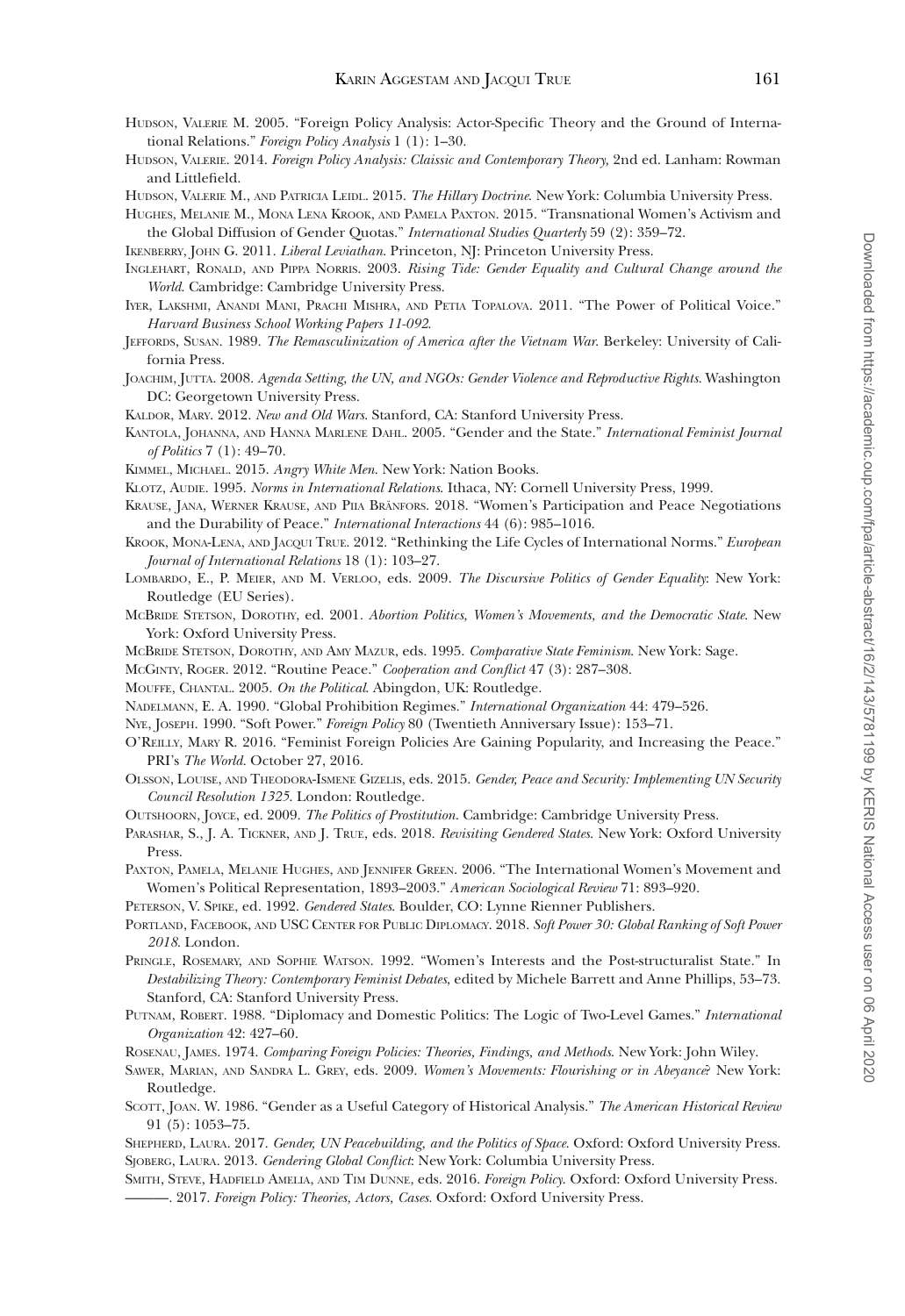Hudson, Valerie M. 2005. "Foreign Policy Analysis: Actor-Specific Theory and the Ground of International Relations." *Foreign Policy Analysis* 1 (1): 1–30.

Hudson, Valerie. 2014. *Foreign Policy Analysis: Claissic and Contemporary Theory,* 2nd ed. Lanham: Rowman and Littlefield.

Hudson, Valerie M., and Patricia Leidl. 2015. *The Hillary Doctrine*. New York: Columbia University Press.

Hughes, Melanie M., Mona Lena Krook, and Pamela Paxton. 2015. "Transnational Women's Activism and the Global Diffusion of Gender Quotas." *International Studies Quarterly* 59 (2): 359–72.

Ikenberry, John G. 2011. *Liberal Leviathan*. Princeton, NJ: Princeton University Press.

Inglehart, Ronald, and Pippa Norris. 2003. *Rising Tide: Gender Equality and Cultural Change around the World*. Cambridge: Cambridge University Press.

Iyer, Lakshmi, Anandi Mani, Prachi Mishra, and Petia Topalova. 2011. "The Power of Political Voice." *Harvard Business School Working Papers 11-092*.

Jeffords, Susan. 1989. *The Remasculinization of America after the Vietnam War*. Berkeley: University of California Press.

Joachim, Jutta. 2008. *Agenda Setting, the UN, and NGOs: Gender Violence and Reproductive Rights*. Washington DC: Georgetown University Press.

Kaldor, Mary. 2012. *New and Old Wars*. Stanford, CA: Stanford University Press.

Kantola, Johanna, and Hanna Marlene Dahl. 2005. "Gender and the State." *International Feminist Journal of Politics* 7 (1): 49–70.

Kimmel, Michael. 2015. *Angry White Men*. New York: Nation Books.

Klotz, Audie. 1995. *Norms in International Relations*. Ithaca, NY: Cornell University Press, 1999.

Krause, Jana, Werner Krause, and Piia Bränfors. 2018. "Women's Participation and Peace Negotiations and the Durability of Peace." *International Interactions* 44 (6): 985–1016.

Krook, Mona-Lena, and Jacqui True. 2012. "Rethinking the Life Cycles of International Norms." *European Journal of International Relations* 18 (1): 103–27.

Lombardo, E., P. Meier, and M. Verloo, eds. 2009. *The Discursive Politics of Gender Equality*: New York: Routledge (EU Series).

McBride Stetson, Dorothy, ed. 2001. *Abortion Politics, Women's Movements, and the Democratic State*. New York: Oxford University Press.

McBride Stetson, Dorothy, and Amy Mazur, eds. 1995. *Comparative State Feminism*. New York: Sage.

McGinty, Roger. 2012. "Routine Peace." *Cooperation and Conflict* 47 (3): 287–308.

Mouffe, Chantal. 2005. *On the Political*. Abingdon, UK: Routledge.

Nadelmann, E. A. 1990. "Global Prohibition Regimes." *International Organization* 44: 479–526.

Nye, Joseph. 1990. "Soft Power." *Foreign Policy* 80 (Twentieth Anniversary Issue): 153–71.

O'Reilly, Mary R. 2016. "Feminist Foreign Policies Are Gaining Popularity, and Increasing the Peace." PRI's *The World*. October 27, 2016.

Olsson, Louise, and Theodora-Ismene Gizelis, eds. 2015. *Gender, Peace and Security: Implementing UN Security Council Resolution 1325*. London: Routledge.

Outshoorn, Joyce, ed. 2009. *The Politics of Prostitution*. Cambridge: Cambridge University Press.

Parashar, S., J. A. Tickner, and J. True, eds. 2018. *Revisiting Gendered States*. New York: Oxford University Press.

Paxton, Pamela, Melanie Hughes, and Jennifer Green. 2006. "The International Women's Movement and Women's Political Representation, 1893–2003." *American Sociological Review* 71: 893–920.

Peterson, V. Spike, ed. 1992. *Gendered States*. Boulder, CO: Lynne Rienner Publishers.

Portland, Facebook, and USC Center for Public Diplomacy. 2018. *Soft Power 30: Global Ranking of Soft Power 2018*. London.

Pringle, Rosemary, and Sophie Watson. 1992. "Women's Interests and the Post-structuralist State." In *Destabilizing Theory: Contemporary Feminist Debates*, edited by Michele Barrett and Anne Phillips, 53–73. Stanford, CA: Stanford University Press.

Putnam, Robert. 1988. "Diplomacy and Domestic Politics: The Logic of Two-Level Games." *International Organization* 42: 427–60.

Rosenau, James. 1974. *Comparing Foreign Policies: Theories, Findings, and Methods*. New York: John Wiley.

Sawer, Marian, and Sandra L. Grey, eds. 2009. *Women's Movements: Flourishing or in Abeyance*? New York: Routledge.

Scott, Joan. W. 1986. "Gender as a Useful Category of Historical Analysis." *The American Historical Review* 91 (5): 1053–75.

Shepherd, Laura. 2017. *Gender, UN Peacebuilding, and the Politics of Space*. Oxford: Oxford University Press.

Sjoberg, Laura. 2013. *Gendering Global Conflict*: New York: Columbia University Press.

Smith, Steve, Hadfield Amelia, and Tim Dunne, eds. 2016. *Foreign Policy*. Oxford: Oxford University Press.

———. 2017. *Foreign Policy: Theories, Actors, Cases*. Oxford: Oxford University Press.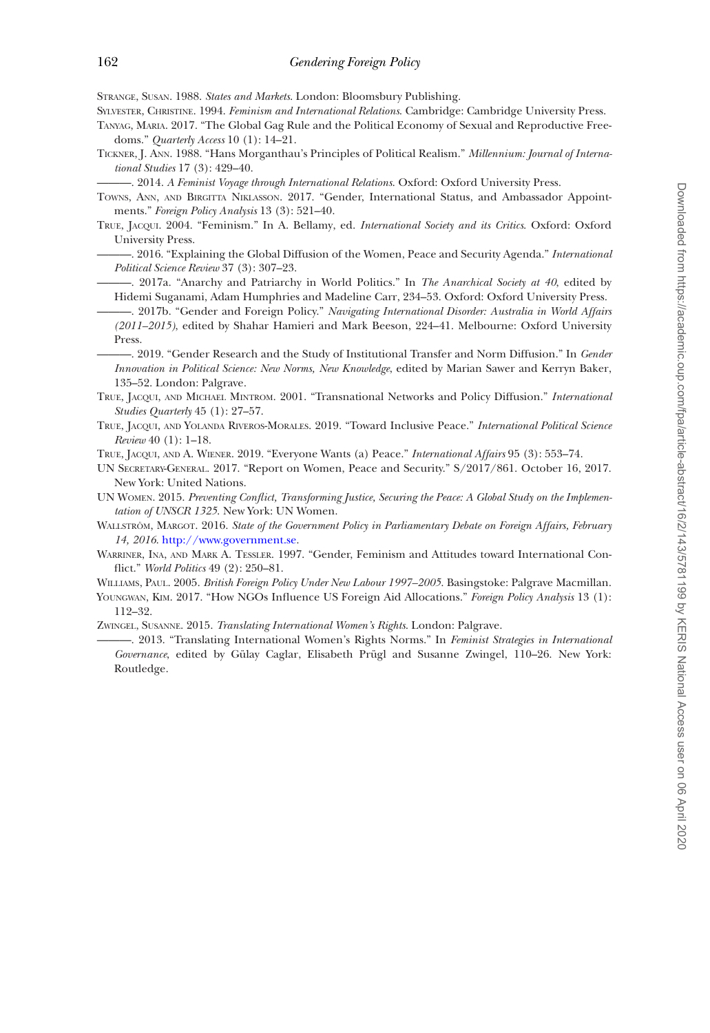Strange, Susan. 1988. *States and Markets*. London: Bloomsbury Publishing.

Sylvester, Christine. 1994. *Feminism and International Relations*. Cambridge: Cambridge University Press.

Tanyag, Maria. 2017. "The Global Gag Rule and the Political Economy of Sexual and Reproductive Freedoms." *Quarterly Access* 10 (1): 14–21.

Tickner, J. Ann. 1988. "Hans Morganthau's Principles of Political Realism." *Millennium: Journal of International Studies* 17 (3): 429–40.

———. 2014. *A Feminist Voyage through International Relations*. Oxford: Oxford University Press.

Towns, Ann, and Birgitta Niklasson. 2017. "Gender, International Status, and Ambassador Appointments." *Foreign Policy Analysis* 13 (3): 521–40.

True, Jacqui. 2004. "Feminism." In A. Bellamy, ed. *International Society and its Critics*. Oxford: Oxford University Press.

———. 2016. "Explaining the Global Diffusion of the Women, Peace and Security Agenda." *International Political Science Review* 37 (3): 307–23.

———. 2017a. "Anarchy and Patriarchy in World Politics." In *The Anarchical Society at 40*, edited by Hidemi Suganami, Adam Humphries and Madeline Carr, 234–53. Oxford: Oxford University Press.

———. 2017b. "Gender and Foreign Policy." *Navigating International Disorder: Australia in World Affairs (2011–2015)*, edited by Shahar Hamieri and Mark Beeson, 224–41. Melbourne: Oxford University Press.

———. 2019. "Gender Research and the Study of Institutional Transfer and Norm Diffusion." In *Gender Innovation in Political Science: New Norms, New Knowledge*, edited by Marian Sawer and Kerryn Baker, 135–52. London: Palgrave.

True, Jacqui, and Michael Mintrom. 2001. "Transnational Networks and Policy Diffusion." *International Studies Quarterly* 45 (1): 27–57.

True, Jacqui, and Yolanda Riveros-Morales. 2019. "Toward Inclusive Peace." *International Political Science Review* 40 (1): 1–18.

True, Jacqui, and A. Wiener. 2019. "Everyone Wants (a) Peace." *International Affairs* 95 (3): 553–74.

UN Secretary-General. 2017. "Report on Women, Peace and Security." S/2017/861. October 16, 2017. New York: United Nations.

UN Women. 2015. *Preventing Conflict, Transforming Justice, Securing the Peace: A Global Study on the Implementation of UNSCR 1325.* New York: UN Women.

Wallström, Margot. 2016. *State of the Government Policy in Parliamentary Debate on Foreign Affairs, February 14, 2016*. http://www.government.se.

Warriner, Ina, and Mark A. Tessler. 1997. "Gender, Feminism and Attitudes toward International Conflict." *World Politics* 49 (2): 250–81.

Williams, Paul. 2005. *British Foreign Policy Under New Labour 1997–2005*. Basingstoke: Palgrave Macmillan.

Youngwan, Kim. 2017. "How NGOs Influence US Foreign Aid Allocations." *Foreign Policy Analysis* 13 (1): 112–32.

Zwingel, Susanne. 2015. *Translating International Women's Rights*. London: Palgrave.

———. 2013. "Translating International Women's Rights Norms." In *Feminist Strategies in International Governance*, edited by Gülay Caglar, Elisabeth Prügl and Susanne Zwingel, 110–26. New York: Routledge.